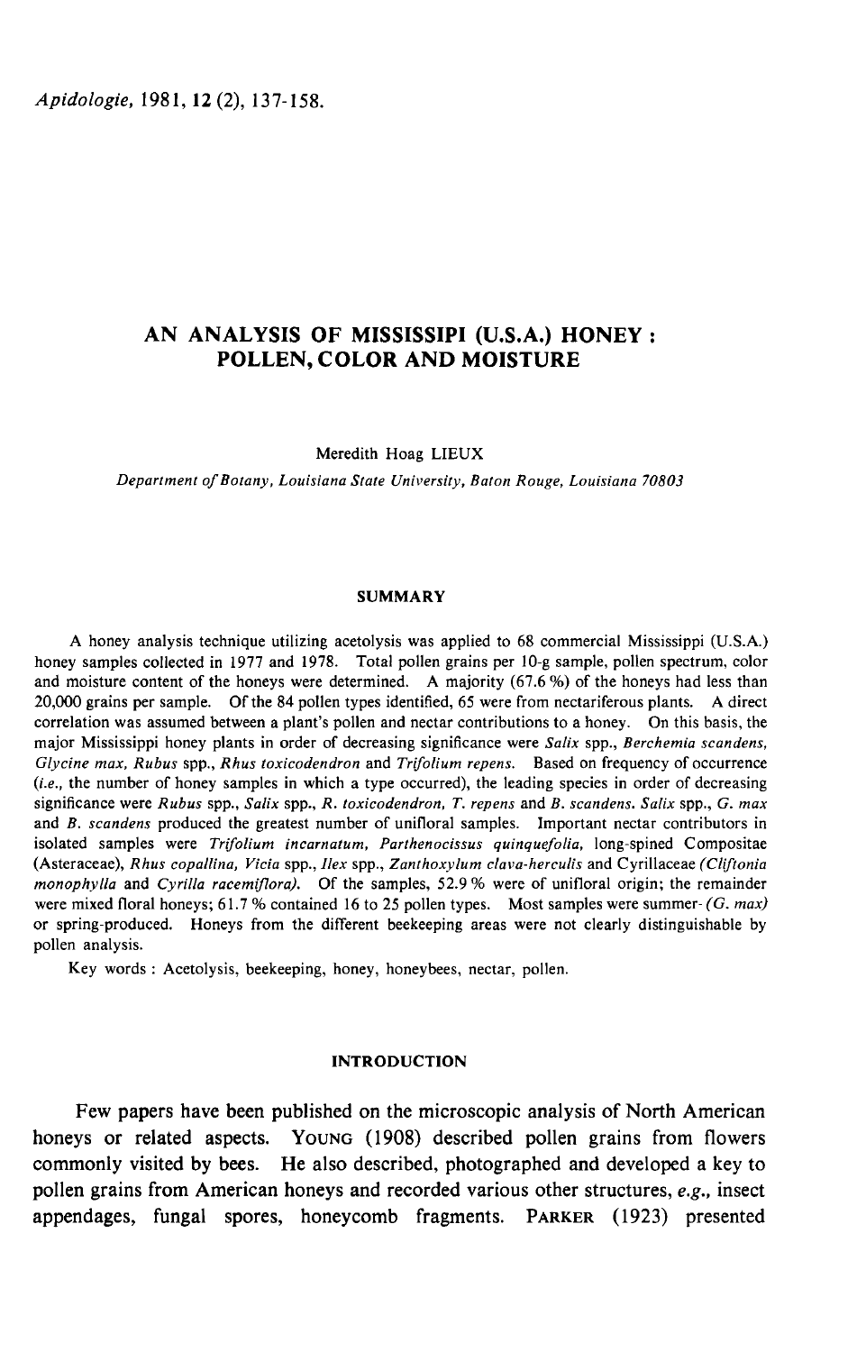# AN ANALYSIS OF MISSISSIPI (U.S.A.) HONEY : POLLEN, COLOR AND MOISTURE

Meredith Hoag LIEUX

*Department of Botany, Louisiana State University, Baton Rouge, Louisiana 70803*

## SUMMARY

A honey analysis technique utilizing acetolysis was applied to 68 commercial Mississippi (U.S.A.) honey samples collected in 1977 and 1978. Total pollen grains per 10-g sample, pollen spectrum, color and moisture content of the honeys were determined. A majority (67.6 %) of the honeys had less than 20,000 grains per sample. Of the 84 pollen types identified, 65 were from nectariferous plants. A direct correlation was assumed between a plant's pollen and nectar contributions to a honey. On this basis, the major Mississippi honey plants in order of decreasing significance were *Salix* spp., *Berchemia scandens*, *Glycine max*, *Rubus* spp., *Rhus toxicodendron* and *Trifolium repens*. Based on frequency of occurrence (*i.e.*, the number of honey samples in which a type occurred), the leading species in order of decreasing significance were *Rubus* spp., *Salix* spp., *R. toxicodendron*, *T. repens* and *B. scandens*. *Salix* spp., *G. max* and *B. scandens* produced the greatest number of unifloral samples. Important nectar contributors in isolated samples were *Trifolium incarnatum*, *Parthenocissus quinquefolia*, long-spined Compositae (Asteraceae), *Rhus copallina*, *Vicia* spp., *Ilex* spp., *Zanthoxylum clava-herculis* and Cyrillaceae (*Cliftonia monophylla* and *Cyrilla racemiflora*). Of the samples, 52.9 % were of unifloral origin; the remainder were mixed floral honeys; 61.7 % contained 16 to 25 pollen types. Most samples were summer- (*G. max*) or spring-produced. Honeys from the different beekeeping areas were not clearly distinguishable by pollen analysis.

Key words : Acetolysis, beekeeping, honey, honeybees, nectar, pollen.

## INTRODUCTION

Few papers have been published on the microscopic analysis of North American honeys or related aspects. YOUNG (1908) described pollen grains from flowers commonly visited by bees. He also described, photographed and developed a key to pollen grains from American honeys and recorded various other structures, *e.g.*, insect appendages, fungal spores, honeycomb fragments. PARKER (1923) presented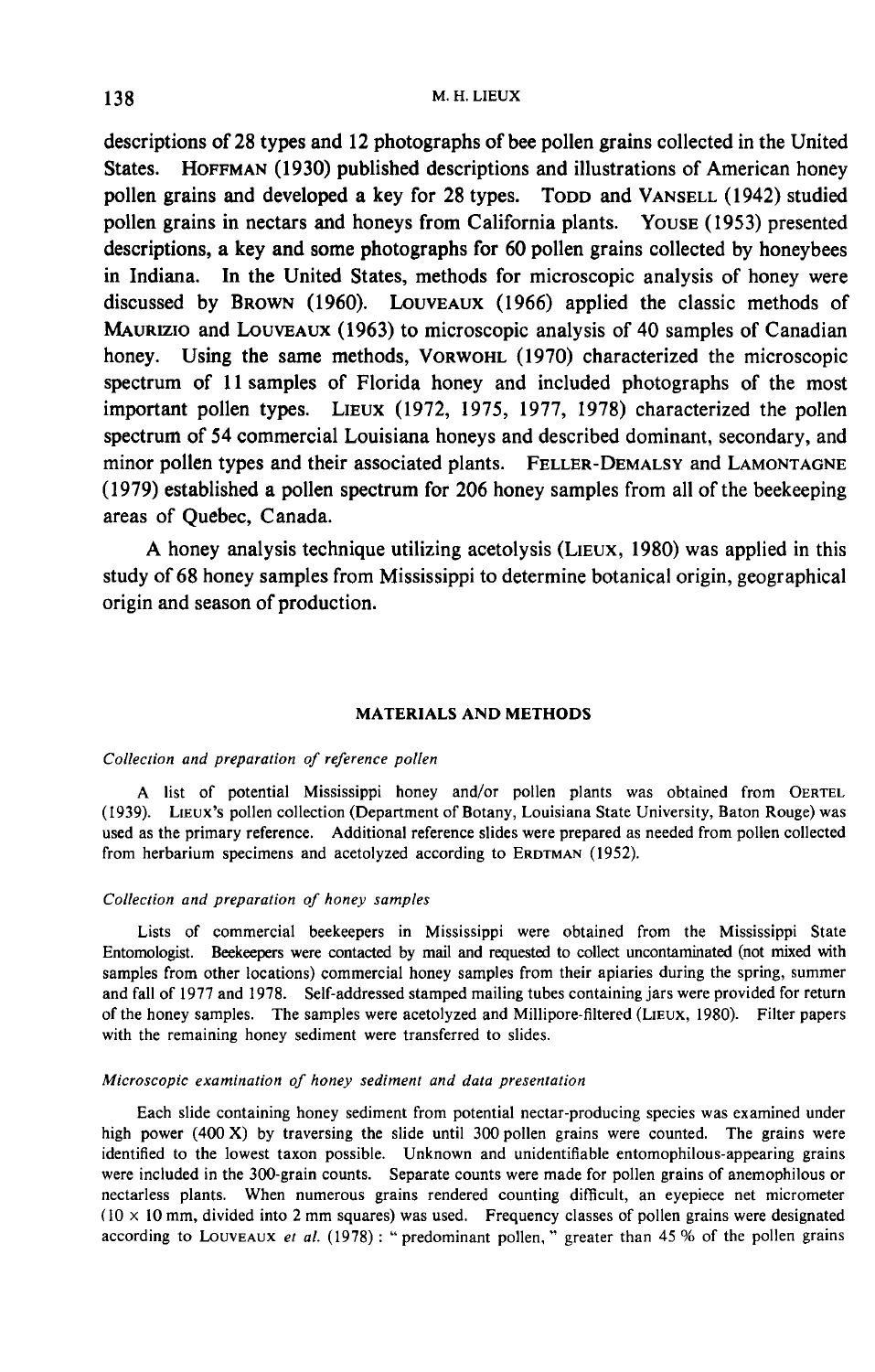descriptions of 28 types and 12 photographs of bee pollen grains collected in the United States. HOFFMAN (1930) published descriptions and illustrations of American honey pollen grains and developed a key for 28 types. TODD and VANSELL (1942) studied pollen grains in nectars and honeys from California plants. YOUSE (1953) presented descriptions, a key and some photographs for 60 pollen grains collected by honeybees in Indiana. In the United States, methods for microscopic analysis of honey were discussed by BROWN (1960). LOUVEAUX (1966) applied the classic methods of MAURIZIO and LOUVEAUX (1963) to microscopic analysis of 40 samples of Canadian honey. Using the same methods, VORWOHL (1970) characterized the microscopic spectrum of 11 samples of Florida honey and included photographs of the most important pollen types. LIEUX (1972, 1975, 1977, 1978) characterized the pollen spectrum of 54 commercial Louisiana honeys and described dominant, secondary, and minor pollen types and their associated plants. FELLER-DEMALSY and LAMONTAGNE (1979) established a pollen spectrum for 206 honey samples from all of the beekeeping areas of Quebec, Canada.

A honey analysis technique utilizing acetolysis (LIEUX, 1980) was applied in this study of 68 honey samples from Mississippi to determine botanical origin, geographical origin and season of production.

## MATERIALS AND METHODS

### *Collection and preparation of reference pollen*

A list of potential Mississippi honey and/or pollen plants was obtained from OERTEL (1939). LIEUX's pollen collection (Department of Botany, Louisiana State University, Baton Rouge) was used as the primary reference. Additional reference slides were prepared as needed from pollen collected from herbarium specimens and acetolyzed according to ERDTMAN (1952).

### *Collection and preparation of honey samples*

Lists of commercial beekeepers in Mississippi were obtained from the Mississippi State Entomologist. Beekeepers were contacted by mail and requested to collect uncontaminated (not mixed with samples from other locations) commercial honey samples from their apiaries during the spring, summer and fall of 1977 and 1978. Self-addressed stamped mailing tubes containing jars were provided for return of the honey samples. The samples were acetolyzed and Millipore-filtered (LIEUX, 1980). Filter papers with the remaining honey sediment were transferred to slides.

### *Microscopic examination of honey sediment and data presentation*

Each slide containing honey sediment from potential nectar-producing species was examined under high power (400 X) by traversing the slide until 300 pollen grains were counted. The grains were identified to the lowest taxon possible. Unknown and unidentifiable entomophilous-appearing grains were included in the 300-grain counts. Separate counts were made for pollen grains of anemophilous or nectarless plants. When numerous grains rendered counting difficult, an eyepiece net micrometer (10 × 10 mm, divided into 2 mm squares) was used. Frequency classes of pollen grains were designated according to LOUVEAUX *et al.* (1978) : " predominant pollen, " greater than 45 % of the pollen grains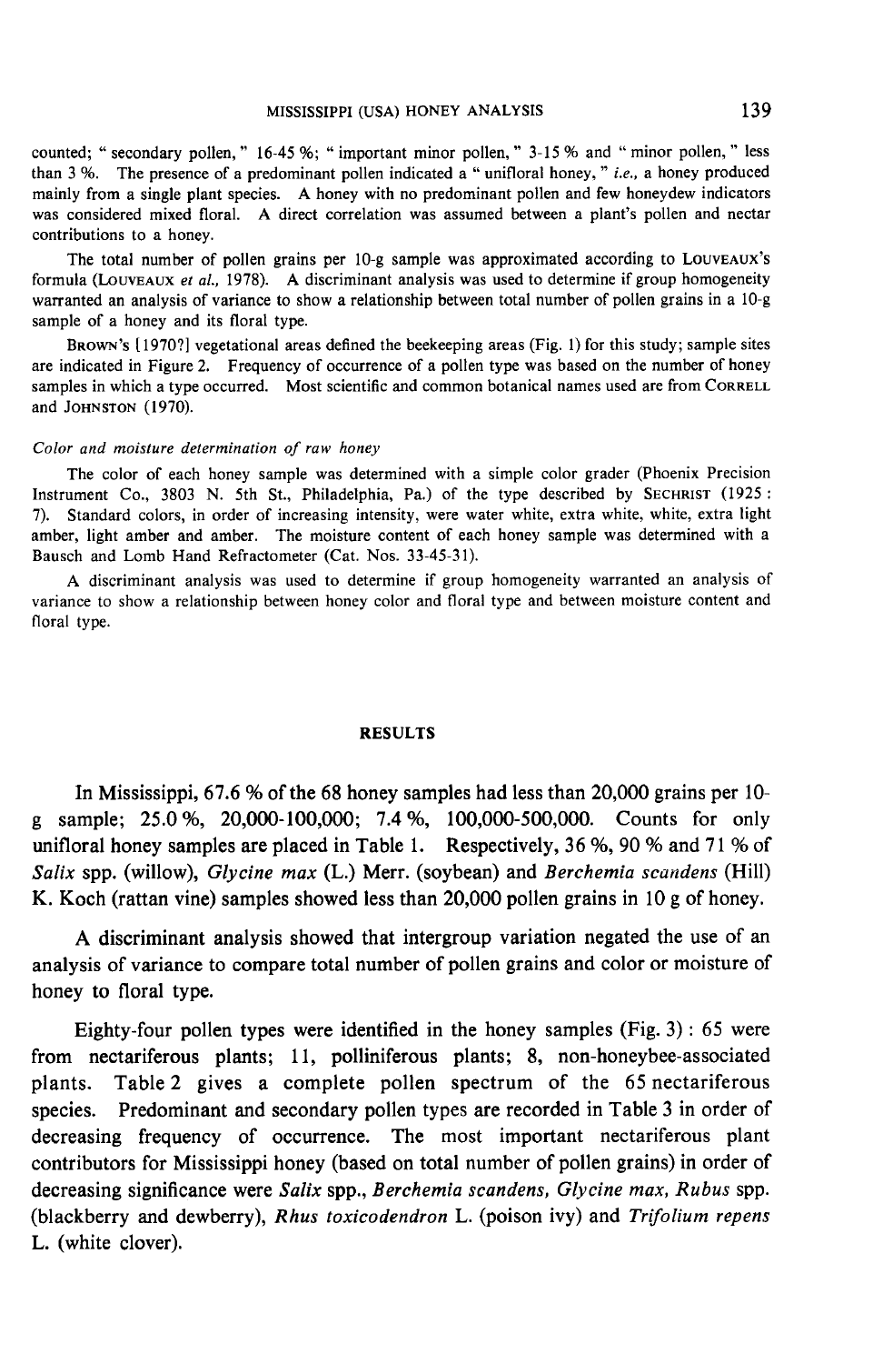counted; " secondary pollen, " 16-45 %; " important minor pollen, " 3-15 % and " minor pollen, " less than 3 %. The presence of a predominant pollen indicated a " unifloral honey, " *i.e.*, a honey produced mainly from a single plant species. A honey with no predominant pollen and few honeydew indicators was considered mixed floral. A direct correlation was assumed between a plant's pollen and nectar contributions to a honey.

The total number of pollen grains per 10-g sample was approximated according to LOUVEAUX's formula (LOUVEAUX *et al.*, 1978). A discriminant analysis was used to determine if group homogeneity warranted an analysis of variance to show a relationship between total number of pollen grains in a 10-g sample of a honey and its floral type.

BROWN's [1970?] vegetational areas defined the beekeeping areas (Fig. 1) for this study; sample sites are indicated in Figure 2. Frequency of occurrence of a pollen type was based on the number of honey samples in which a type occurred. Most scientific and common botanical names used are from CORRELL and JOHNSTON (1970).

*Color and moisture determination of raw honey*

The color of each honey sample was determined with a simple color grader (Phoenix Precision Instrument Co., 3803 N. 5th St., Philadelphia, Pa.) of the type described by SECHRIST (1925 : 7). Standard colors, in order of increasing intensity, were water white, extra white, white, extra light amber, light amber and amber. The moisture content of each honey sample was determined with a Bausch and Lomb Hand Refractometer (Cat. Nos. 33-45-31).

A discriminant analysis was used to determine if group homogeneity warranted an analysis of variance to show a relationship between honey color and floral type and between moisture content and floral type.

## RESULTS

In Mississippi, 67.6 % of the 68 honey samples had less than 20,000 grains per 10-g sample; 25.0 %, 20,000-100,000; 7.4 %, 100,000-500,000. Counts for only unifloral honey samples are placed in Table 1. Respectively, 36 %, 90 % and 71 % of *Salix* spp. (willow), *Glycine max* (L.) Merr. (soybean) and *Berchemia scandens* (Hill) K. Koch (rattan vine) samples showed less than 20,000 pollen grains in 10 g of honey.

A discriminant analysis showed that intergroup variation negated the use of an analysis of variance to compare total number of pollen grains and color or moisture of honey to floral type.

Eighty-four pollen types were identified in the honey samples (Fig. 3) : 65 were from nectariferous plants; 11, polliniferous plants; 8, non-honeybee-associated plants. Table 2 gives a complete pollen spectrum of the 65 nectariferous species. Predominant and secondary pollen types are recorded in Table 3 in order of decreasing frequency of occurrence. The most important nectariferous plant contributors for Mississippi honey (based on total number of pollen grains) in order of decreasing significance were *Salix* spp., *Berchemia scandens*, *Glycine max*, *Rubus* spp. (blackberry and dewberry), *Rhus toxicodendron* L. (poison ivy) and *Trifolium repens* L. (white clover).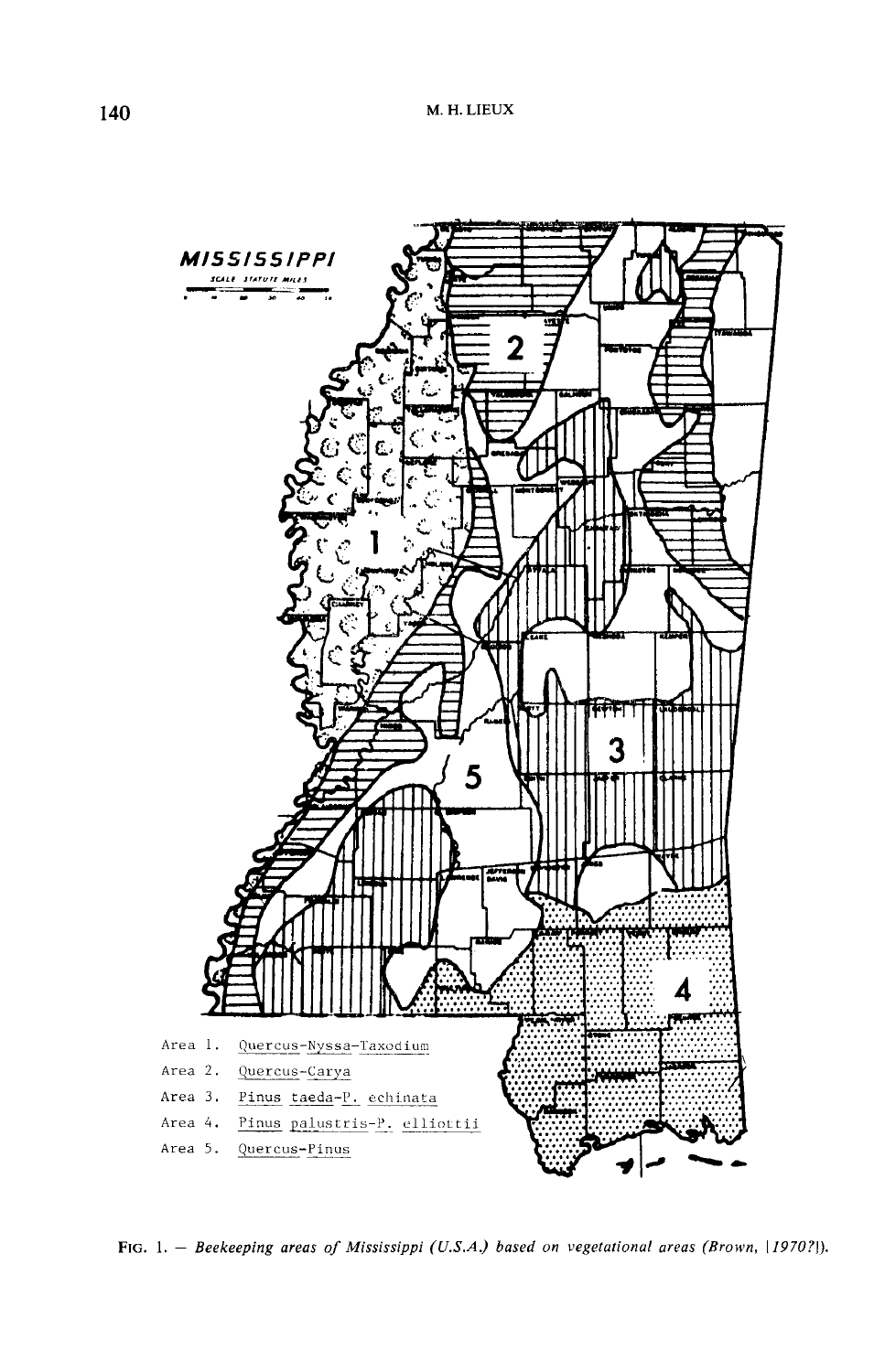Area 1. Quercus-Nyssa-Taxodium

Area 2. Quercus-Carya

Area 3. Pinus taeda-P. echinata

Area 4. Pinus palustris-P. elliottii

Area 5. Quercus-Pinus

FIG. 1. — *Beekeeping areas of Mississippi (U.S.A.) based on vegetational areas (Brown, [1970?]).*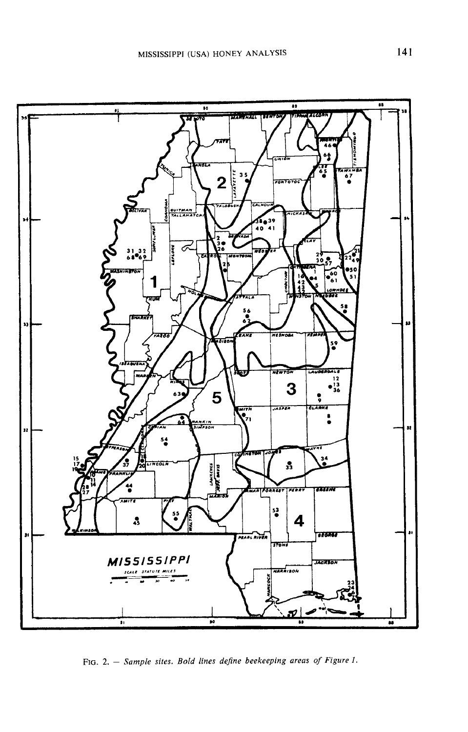FIG. 2. — *Sample sites. Bold lines define beekeeping areas of Figure 1.*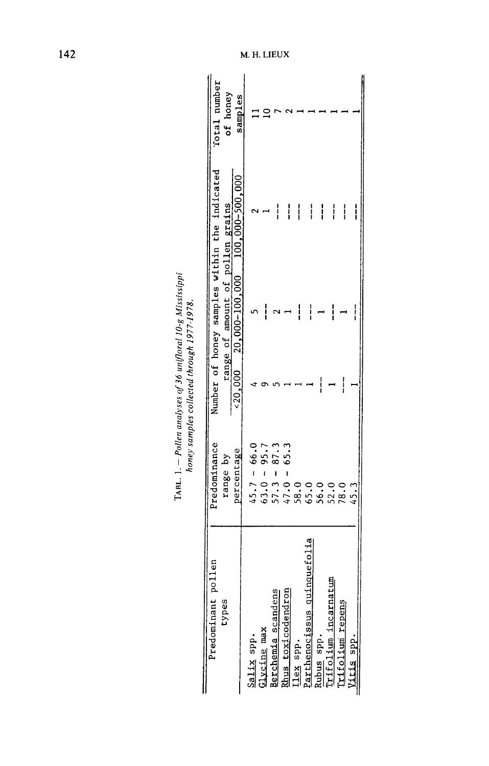TABL. 1. – *Pollen analyses of 36 unifloral 10-g Mississippi honey samples collected through 1977-1978.*

| Predominant pollen types | Predominance range by percentage | Number of honey samples within the indicated range of amount of pollen grains | | | Total number of honey samples |
|---|---|---|---|---|---|
| | | <20,000 | 20,000-100,000 | 100,000-500,000 | |
| Salix spp. | 45.7 - 66.0 | 4 | 5 | 2 | 11 |
| Glycine max | 63.0 - 95.7 | 9 | --- | 1 | 10 |
| Berchemia scandens | 57.3 - 87.3 | 5 | 2 | --- | 7 |
| Rhus toxicodendron | 47.0 - 65.3 | 1 | 1 | --- | 2 |
| Ilex spp. | 58.0 | 1 | --- | --- | 1 |
| Parthenocissus quinquefolia | 65.0 | 1 | --- | --- | 1 |
| Rubus spp. | 56.0 | --- | 1 | --- | 1 |
| Trifolium incarnatum | 52.0 | 1 | --- | --- | 1 |
| Trifolium repens | 78.0 | --- | 1 | --- | 1 |
| Vitis spp. | 45.3 | 1 | --- | --- | 1 |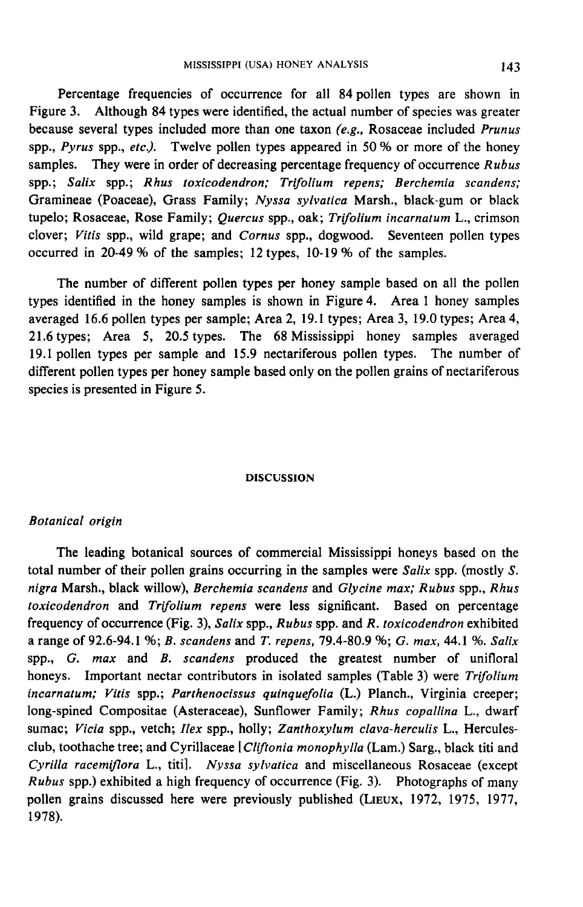Percentage frequencies of occurrence for all 84 pollen types are shown in Figure 3. Although 84 types were identified, the actual number of species was greater because several types included more than one taxon *(e.g.,* Rosaceae included *Prunus* spp., *Pyrus* spp., *etc.).* Twelve pollen types appeared in 50 % or more of the honey samples. They were in order of decreasing percentage frequency of occurrence *Rubus* spp.; *Salix* spp.; *Rhus toxicodendron; Trifolium repens; Berchemia scandens;* Gramineae (Poaceae), Grass Family; *Nyssa sylvatica* Marsh., black-gum or black tupelo; Rosaceae, Rose Family; *Quercus* spp., oak; *Trifolium incarnatum* L., crimson clover; *Vitis* spp., wild grape; and *Cornus* spp., dogwood. Seventeen pollen types occurred in 20-49 % of the samples; 12 types, 10-19 % of the samples.

The number of different pollen types per honey sample based on all the pollen types identified in the honey samples is shown in Figure 4. Area 1 honey samples averaged 16.6 pollen types per sample; Area 2, 19.1 types; Area 3, 19.0 types; Area 4, 21.6 types; Area 5, 20.5 types. The 68 Mississippi honey samples averaged 19.1 pollen types per sample and 15.9 nectariferous pollen types. The number of different pollen types per honey sample based only on the pollen grains of nectariferous species is presented in Figure 5.

## DISCUSSION

### *Botanical origin*

The leading botanical sources of commercial Mississippi honeys based on the total number of their pollen grains occurring in the samples were *Salix* spp. (mostly *S. nigra* Marsh., black willow), *Berchemia scandens* and *Glycine max; Rubus* spp., *Rhus toxicodendron* and *Trifolium repens* were less significant. Based on percentage frequency of occurrence (Fig. 3), *Salix* spp., *Rubus* spp. and *R. toxicodendron* exhibited a range of 92.6-94.1 %; *B. scandens* and *T. repens*, 79.4-80.9 %; *G. max*, 44.1 %. *Salix* spp., *G. max* and *B. scandens* produced the greatest number of unifloral honeys. Important nectar contributors in isolated samples (Table 3) were *Trifolium incarnatum; Vitis* spp.; *Parthenocissus quinquefolia* (L.) Planch., Virginia creeper; long-spined Compositae (Asteraceae), Sunflower Family; *Rhus copallina* L., dwarf sumac; *Vicia* spp., vetch; *Ilex* spp., holly; *Zanthoxylum clava-herculis* L., Hercules-club, toothache tree; and Cyrillaceae [*Cliftonia monophylla* (Lam.) Sarg., black titi and *Cyrilla racemiflora* L., titi]. *Nyssa sylvatica* and miscellaneous Rosaceae (except *Rubus* spp.) exhibited a high frequency of occurrence (Fig. 3). Photographs of many pollen grains discussed here were previously published (LIEUX, 1972, 1975, 1977, 1978).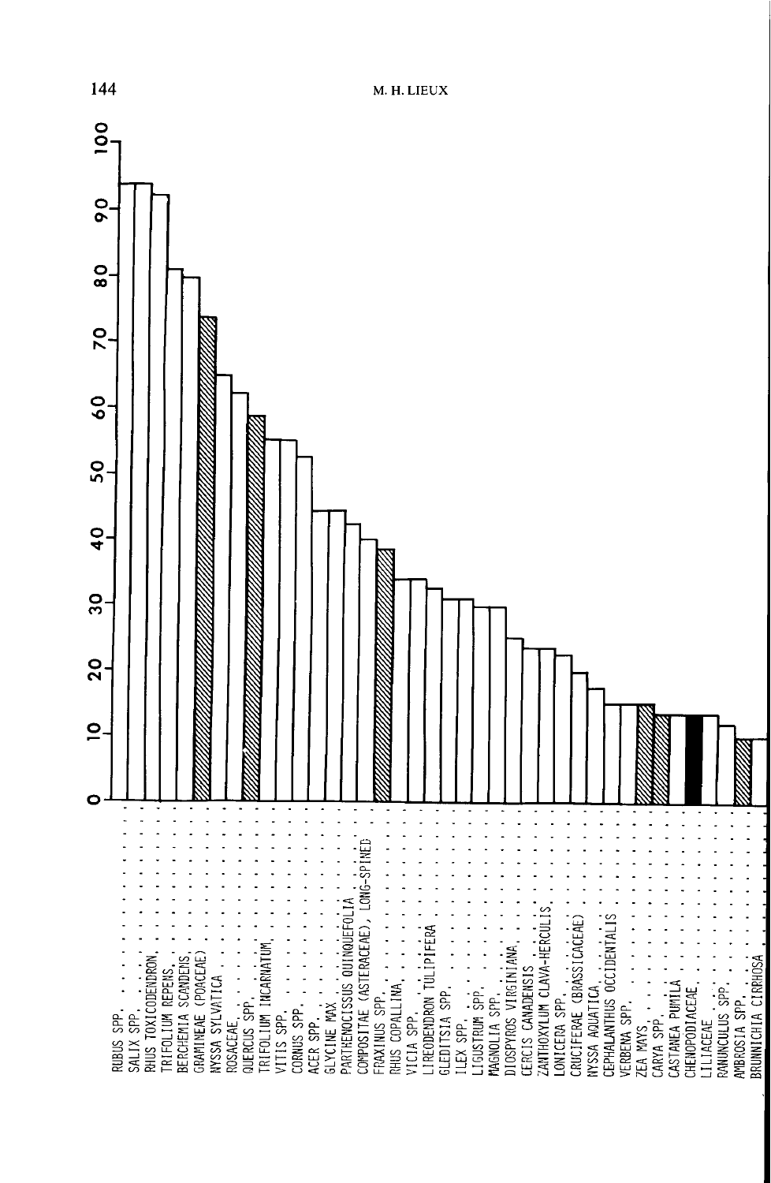0 10 20 30 40 50 60 70 80 90 100

RUBUS SPP.
SALIX SPP.
RHUS TOXICODENDRON
TRIFOLIUM REPENS
BERCHEMIA SCANDENS
GRAMINEAE (POACEAE)
NYSSA SYLVATICA
ROSACEAE
QUERCUS SPP.
TRIFOLIUM INCARNATUM
VITIS SPP.
CORNUS SPP.
ACER SPP.
GLYCINE MAX
PARTHENOCISSUS QUINQUEFOLIA
COMPOSITAE (ASTERACEAE), LONG-SPINED
FRAXINUS SPP.
RHUS COPALLINA
VICIA SPP.
LIRIODENDRON TULIPIFERA
GLEDITSIA SPP.
ILEX SPP.
LIGUSTRUM SPP.
MAGNOLIA SPP.
DIOSPYROS VIRGINIANA
CERCIS CANADENSIS
ZANTHOXYLUM CLAVA-HERCULIS
LONICERA SPP.
CRUCIFERAE (BRASSICACEAE)
NYSSA AQUATICA
CEPHALANTHUS OCCIDENTALIS
VERBENA SPP.
ZEA MAYS
CARYA SPP.
CASTANEA PUMILA
CHENOPODIACEAE
LILIACEAE
RANUNCULUS SPP.
AMBROSIA SPP.
BRUNNICHIA CIRRHOSA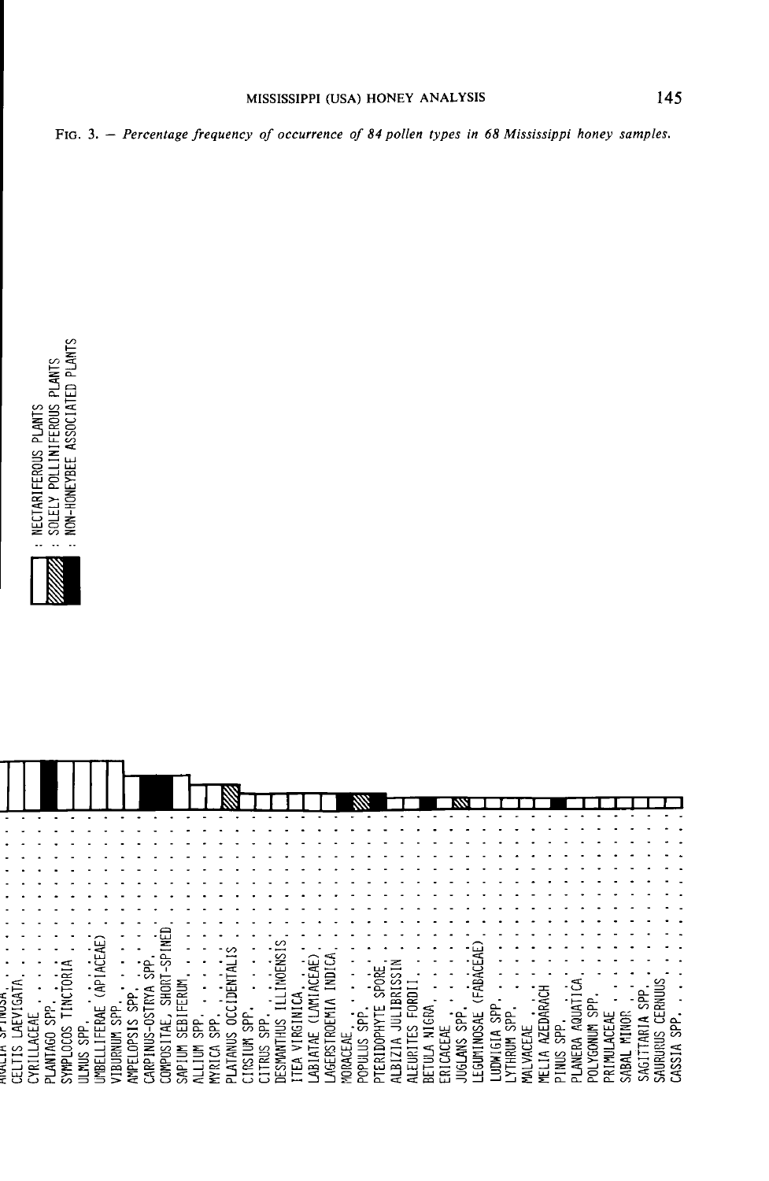FIG. 3. — *Percentage frequency of occurrence of 84 pollen types in 68 Mississippi honey samples.*

- NECTARIFEROUS PLANTS
- SOLELY POLLINIFEROUS PLANTS
- NON-HONEYBEE ASSOCIATED PLANTS

ARALIA SPINOSA
CELTIS LAEVIGATA
CYRILLACEAE
PLANTAGO SPP.
SYMPLOCOS TINCTORIA
ULMUS SPP.
UMBELLIFERAE (APIACEAE)
VIBURNUM SPP.
AMPELOPSIS SPP.
CARPINUS-OSTRYA SPP.
COMPOSITAE, SHORT-SPINED
SAPIUM SEBIFERUM
ALLIUM SPP.
MYRICA SPP.
PLATANUS OCCIDENTALIS
CIRSIUM SPP.
CITRUS SPP.
DESMANTHUS ILLINOENSIS
ITEA VIRGINICA
LABIATAE (LAMIACEAE)
LAGERSTROEMIA INDICA
MORACEAE
POPULUS SPP.
PTERIDOPHYTE SPORE
ALBIZIA JULIBRISSIN
ALEURITES FORDII
BETULA NIGRA
ERICACEAE
JUGLANS SPP.
LEGUMINOSAE (FABACEAE)
LUDWIGIA SPP.
LYTHRUM SPP.
MALVACEAE
MELIA AZEDARACH
PINUS SPP.
PLANERA AQUATICA
POLYGONUM SPP.
PRIMULACEAE
SABAL MINOR
SAGITTARIA SPP.
SAURURUS CERNUUS
CASSIA SPP.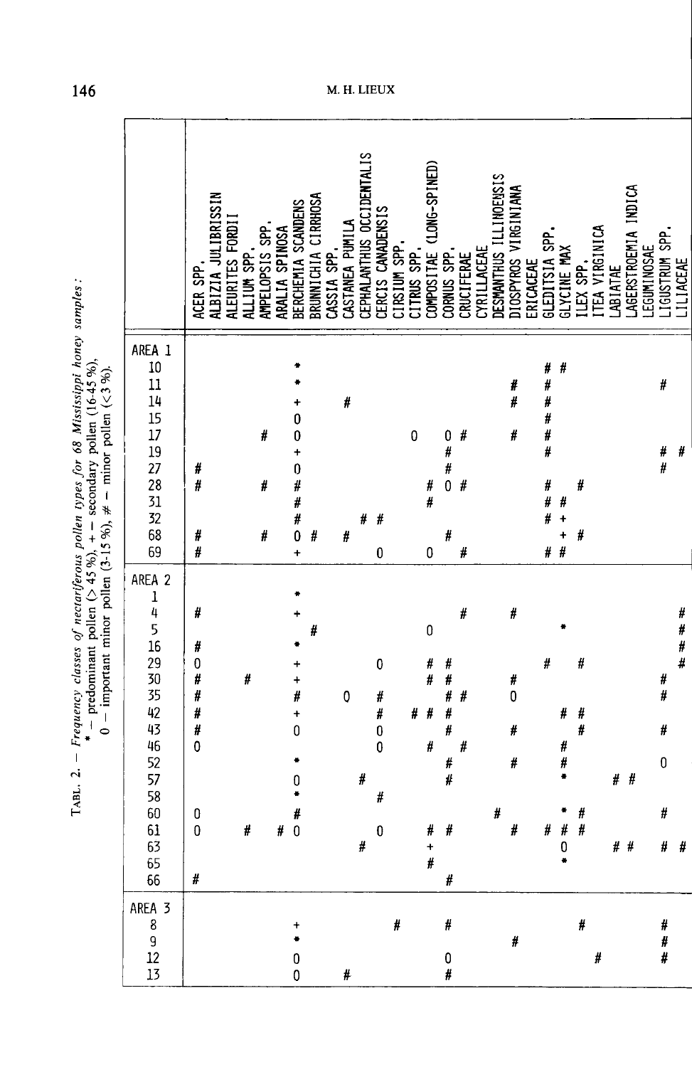TABL. 2. — *Frequency classes of nectariferous pollen types for 68 Mississippi honey samples:*
\* — predominant pollen (> 45 %), + — secondary pollen (16-45 %),
0 — important minor pollen (3-15 %), # — minor pollen (< 3 %).

| | ACER SPP. | ALBIZIA JULIBRISSIN | ALEURITES FORDII | ALLIUM SPP. | AMPELOPSIS SPP. | ARALIA SPINOSA | BERCHEMIA SCANDENS | BRUNNICHIA CIRRHOSA | CASSIA SPP. | CASTANEA PUMILA | CEPHALANTHUS OCCIDENTALIS | CERCIS CANADENSIS | CIRSIUM SPP. | CITRUS SPP. | COMPOSITAE (LONG-SPINED) | CORNUS SPP. | CRUCIFERAE | CYRILLACEAE | DESMANTHUS ILLINOENSIS | DIOSPYROS VIRGINIANA | ERICACEAE | GLEDITSIA SPP. | GLYCINE MAX | ILEX SPP. | ITEA VIRGINICA | LABIATAE | LAGERSTROEMIA INDICA | LEGUMINOSAE | LIGUSTRUM SPP. | LILIACEAE |
|---|---|---|---|---|---|---|---|---|---|---|---|---|---|---|---|---|---|---|---|---|---|---|---|---|---|---|---|---|---|---|
| **AREA 1** | | | | | | | | | | | | | | | | | | | | | | | | | | | | | | |
| 10 | | | | | | | * | | | | | | | | | | | | | | | # | # | | | | | | | |
| 11 | | | | | | | * | | | | | | | | | | | | | # | | # | | | | | | | # | |
| 14 | | | | | | | + | | | # | | | | | | | | | | # | | # | | | | | | | | |
| 15 | | | | | | | 0 | | | | | | | | | | | | | | | # | | | | | | | | |
| 17 | | | | | # | | 0 | | | | | | | 0 | | 0 | # | | | # | | # | | | | | | | | |
| 19 | | | | | | | + | | | | | | | | | # | | | | | | # | | | | | | | # | # |
| 27 | # | | | | | | 0 | | | | | | | | | # | | | | | | | | | | | | | # | |
| 28 | # | | | | # | | # | | | | | | | | # | 0 | # | | | | | # | | # | | | | | | |
| 31 | | | | | | | # | | | | | | | | # | | | | | | | # | # | | | | | | | |
| 32 | | | | | | | # | | | | # | # | | | | | | | | | | # | + | | | | | | | |
| 68 | # | | | | # | | 0 | # | | # | | | | | | # | | | | | | | + | # | | | | | | |
| 69 | # | | | | | | + | | | | | 0 | | | 0 | | # | | | | | # | # | | | | | | | |
| **AREA 2** | | | | | | | | | | | | | | | | | | | | | | | | | | | | | | |
| 1 | | | | | | | * | | | | | | | | | | | | | | | | | | | | | | | |
| 4 | # | | | | | | + | | | | | | | | | | # | | | # | | | | | | | | | | # |
| 5 | | | | | | | | # | | | | | | | 0 | | | | | | | | * | | | | | | | # |
| 16 | # | | | | | | * | | | | | | | | | | | | | | | | | | | | | | | # |
| 29 | 0 | | | | | | + | | | | | 0 | | | # | # | | | | | | # | | # | | | | | | # |
| 30 | # | | | # | | | + | | | | | | | | # | # | | | | # | | | | | | | | | # | |
| 35 | # | | | | | | # | | | 0 | | # | | | | # | # | | | 0 | | | | | | | | | # | |
| 42 | # | | | | | | + | | | | | # | | # | # | # | | | | | | | # | # | | | | | | |
| 43 | # | | | | | | 0 | | | | | 0 | | | | # | | | | # | | | | # | | | | | # | |
| 46 | 0 | | | | | | | | | | | 0 | | | # | | # | | | | | | # | | | | | | | |
| 52 | | | | | | | * | | | | | | | | | # | | | | # | | | # | | | | | | 0 | |
| 57 | | | | | | | 0 | | | | # | | | | | # | | | | | | | * | | | # | # | | | |
| 58 | | | | | | | * | | | | | # | | | | | | | | | | | | | | | | | | |
| 60 | 0 | | | | | | # | | | | | | | | | | | | # | | | | * | # | | | | | # | |
| 61 | 0 | | | # | | # | 0 | | | | | 0 | | | # | # | | | | # | | # | # | # | | | | | | |
| 63 | | | | | | | | | | | # | | | | + | | | | | | | | 0 | | | # | # | | # | # |
| 65 | | | | | | | | | | | | | | | # | | | | | | | | * | | | | | | | |
| 66 | # | | | | | | | | | | | | | | | # | | | | | | | | | | | | | | |
| **AREA 3** | | | | | | | | | | | | | | | | | | | | | | | | | | | | | | |
| 8 | | | | | | | + | | | | | | # | | | # | | | | | | | | # | | | | | # | |
| 9 | | | | | | | * | | | | | | | | | | | | | # | | | | | | | | | # | |
| 12 | | | | | | | 0 | | | | | | | | | 0 | | | | | | | | | # | | | | # | |
| 13 | | | | | | | 0 | | | # | | | | | | # | | | | | | | | | | | | | | |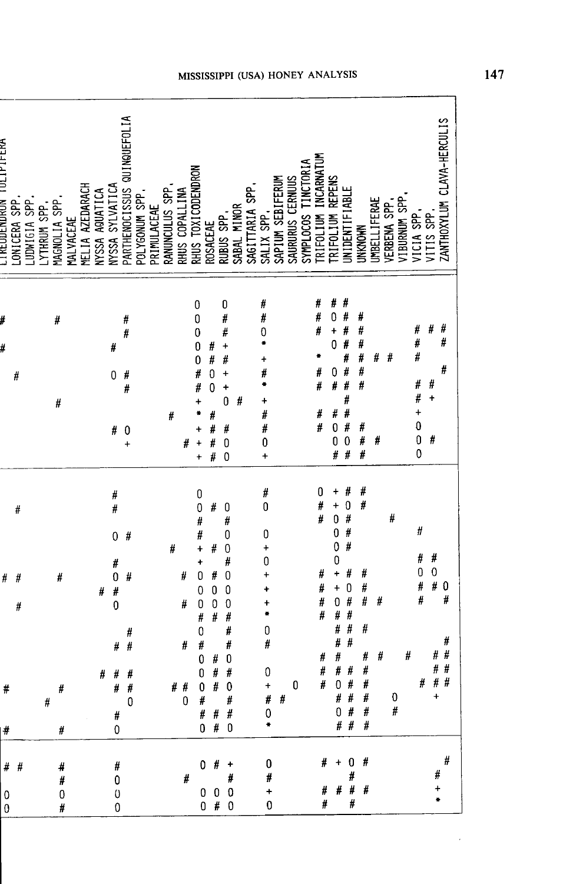| LIRIODENDRON TULIPIFERA | LONICERA SPP. | LUDWIGIA SPP. | LYTHRUM SPP. | MAGNOLIA SPP. | MALVACEAE | MELIA AZEDARACH | NYSSA AQUATICA | NYSSA SYLVATICA | PARTHENOCISSUS QUINQUEFOLIA | POLYGONUM SPP. | PRIMULACEAE | RANUNCULUS SPP. | RHUS COPALLINA | RHUS TOXICODENDRON | ROSACEAE | RUBUS SPP. | SABAL MINOR | SAGITTARIA SPP. | SALIX SPP. | SAPIUM SEBIFERUM | SAURURUS CERNUUS | SYMPLOCOS TINCTORIA | TRIFOLIUM INCARNATUM | TRIFOLIUM REPENS | UNIDENTIFIABLE | UNKNOWN | UMBELLIFERAE | VERBENA SPP. | VIBURNUM SPP. | VICIA SPP. | VITIS SPP. | ZANTHOXYLUM CLAVA-HERCULIS |
|---|---|---|---|---|---|---|---|---|---|---|---|---|---|---|---|---|---|---|---|---|---|---|---|---|---|---|---|---|---|---|---|---|
| | | | | | | | | | | | | | | 0 | | 0 | | | # | | | | # | # | # | | | | | | | |
| # | | | | # | | | | | # | | | | | 0 | | # | | | # | | | | # | 0 | # | # | | | | | | |
| | | | | | | | | | # | | | | | 0 | | # | | | 0 | | | | # | + | # | # | | | | # | # | # |
| # | | | | | | | | # | | | | | | 0 | # | + | | | * | | | | | 0 | # | # | | | | # | | # |
| | | | | | | | | | | | | | | 0 | # | # | | | + | | | | * | | # | # | # | # | | # | | |
| | # | | | | | | | 0 | # | | | | | # | 0 | + | | | # | | | | # | 0 | # | # | | | | | | # |
| | | | | | | | | | # | | | | | # | 0 | + | | | * | | | | # | # | # | # | | | | # | # | |
| | | | | # | | | | | | | | | | + | | 0 | # | | + | | | | | | # | | | | | # | + | |
| | | | | | | | | | | | | # | | * | # | | | | # | | | | # | # | # | | | | | + | | |
| | | | | | | | | # | 0 | | | | | + | # | # | | | # | | | | # | 0 | # | # | | | | 0 | | |
| | | | | | | | | | + | | | | # | + | # | 0 | | | 0 | | | | | 0 | 0 | # | # | | | 0 | # | |
| | | | | | | | | | | | | | | + | # | 0 | | | + | | | | | # | # | # | | | | 0 | | |
| | | | | | | | | # | | | | | | 0 | | | | | # | | | | 0 | + | # | # | | | | | | |
| | # | | | | | | | # | | | | | | 0 | # | 0 | | | 0 | | | | # | + | 0 | # | | | | | | |
| | | | | | | | | | | | | | | # | | # | | | | | | | # | 0 | # | | | # | | | | |
| | | | | | | | | 0 | # | | | | | # | | 0 | | | 0 | | | | | 0 | # | | | | | # | | |
| | | | | | | | | | | | | # | | + | # | 0 | | | + | | | | | 0 | # | | | | | | | |
| | | | | | | | | # | | | | | | + | | # | | | 0 | | | | | 0 | | | | | | # | # | |
| # | # | | | # | | | | 0 | # | | | | # | 0 | # | 0 | | | + | | | | # | + | # | # | | | | 0 | 0 | |
| | | | | | | | # | # | | | | | | 0 | 0 | 0 | | | + | | | | # | + | 0 | # | | | | # | # | 0 |
| | # | | | | | | | 0 | | | | | # | 0 | 0 | 0 | | | + | | | | # | 0 | # | # | # | | | # | | # |
| | | | | | | | | | | | | | | # | # | # | | | * | | | | # | # | # | | | | | | | |
| | | | | | | | | | # | | | | | 0 | | # | | | 0 | | | | | # | # | # | | | | | | |
| | | | | | | | | # | # | | | | # | # | | # | | | # | | | | | # | # | | | | | | | # |
| | | | | | | | | | | | | | | 0 | # | 0 | | | | | | | # | # | | # | # | | # | | # | # |
| | | | | | | | # | # | # | | | | | 0 | # | # | | | 0 | | | | # | # | # | # | | | | | # | # |
| # | | | | # | | | | # | # | | | # | # | 0 | # | 0 | | | + | | 0 | | # | 0 | # | # | | | | # | # | # |
| | | | # | | | | | | 0 | | | | 0 | # | | # | | | # | # | | | | # | # | # | | 0 | | | + | |
| | | | | | | | | # | | | | | | # | # | # | | | 0 | | | | | 0 | # | # | | # | | | | |
| # | | | | # | | | | 0 | | | | | | 0 | # | 0 | | | * | | | | | # | # | # | | | | | | |
| # | # | | | # | | | | # | | | | | | 0 | # | + | | | 0 | | | | # | + | 0 | # | | | | | | # |
| | | | | # | | | | 0 | | | | | # | | | # | | | # | | | | | | # | | | | | | # | |
| 0 | | | | 0 | | | | 0 | | | | | | 0 | 0 | 0 | | | + | | | | # | # | # | # | | | | | + | |
| 0 | | | | # | | | | 0 | | | | | | 0 | # | 0 | | | 0 | | | | # | | # | | | | | | * | |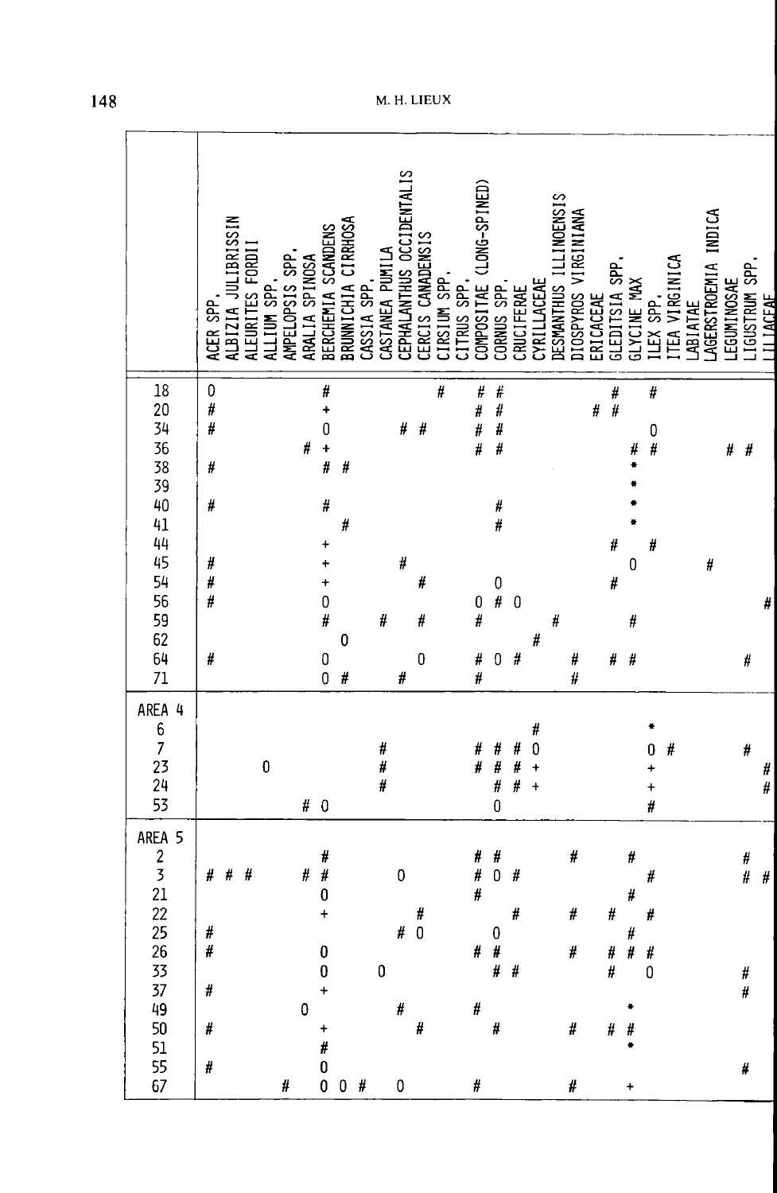| | ACER SPP. | ALBIZIA JULIBRISSIN | ALEURITES FORDII | ALLIUM SPP. | AMPELOPSIS SPP. | ARALIA SPINOSA | BERCHEMIA SCANDENS | BRUNNICHIA CIRRHOSA | CASSIA SPP. | CASTANEA PUMILA | CEPHALANTHUS OCCIDENTALIS | CERCIS CANADENSIS | CIRSIUM SPP. | CITRUS SPP. | COMPOSITAE (LONG-SPINED) | CORNUS SPP. | CRUCIFERAE | CYRILLACEAE | DESMANTHUS ILLINOENSIS | DIOSPYROS VIRGINIANA | ERICACEAE | GLEDITSIA SPP. | GLYCINE MAX | ILEX SPP. | ITEA VIRGINICA | LABIATAE | LAGERSTROEMIA INDICA | LEGUMINOSAE | LIGUSTRUM SPP. | LILIACEAE |
|---|---|---|---|---|---|---|---|---|---|---|---|---|---|---|---|---|---|---|---|---|---|---|---|---|---|---|---|---|---|---|
| 18 | 0 | | | | | | # | | | | | | # | | # | # | | | | | | # | | # | | | | | | |
| 20 | # | | | | | | + | | | | | | | | # | # | | | | | # | # | | | | | | | | |
| 34 | # | | | | | | 0 | | | | # | # | | | # | # | | | | | | | | 0 | | | | | | |
| 36 | | | | | | # | + | | | | | | | | # | # | | | | | | | # | # | | | | # | # | |
| 38 | # | | | | | | # | # | | | | | | | | | | | | | | | * | | | | | | | |
| 39 | | | | | | | | | | | | | | | | | | | | | | | * | | | | | | | |
| 40 | # | | | | | | # | | | | | | | | | # | | | | | | | * | | | | | | | |
| 41 | | | | | | | | # | | | | | | | | # | | | | | | | * | | | | | | | |
| 44 | | | | | | | + | | | | | | | | | | | | | | | # | | # | | | | | | |
| 45 | # | | | | | | + | | | | # | | | | | | | | | | | | 0 | | | | # | | | |
| 54 | # | | | | | | + | | | | | # | | | | 0 | | | | | | # | | | | | | | | |
| 56 | # | | | | | | 0 | | | | | | | | 0 | # | 0 | | | | | | | | | | | | | # |
| 59 | | | | | | | # | | | # | | # | | | # | | | | # | | | | # | | | | | | | |
| 62 | | | | | | | | 0 | | | | | | | | | | # | | | | | | | | | | | | |
| 64 | # | | | | | | 0 | | | | | 0 | | | # | 0 | # | | | # | | # | # | | | | | | # | |
| 71 | | | | | | | 0 | # | | | # | | | | # | | | | | # | | | | | | | | | | |
| **AREA 4** | | | | | | | | | | | | | | | | | | | | | | | | | | | | | | |
| 6 | | | | | | | | | | | | | | | | | | # | | | | | | * | | | | | | |
| 7 | | | | | | | | | | # | | | | | # | # | # | 0 | | | | | | 0 | # | | | | # | |
| 23 | | | | 0 | | | | | | # | | | | | # | # | # | + | | | | | | + | | | | | | # |
| 24 | | | | | | | | | | # | | | | | | # | # | + | | | | | | + | | | | | | # |
| 53 | | | | | | # | 0 | | | | | | | | | 0 | | | | | | | | # | | | | | | |
| **AREA 5** | | | | | | | | | | | | | | | | | | | | | | | | | | | | | | |
| 2 | | | | | | | # | | | | | | | | # | # | | | | # | | | # | | | | | | # | |
| 3 | # | # | # | | | # | # | | | | 0 | | | | # | 0 | # | | | | | | | # | | | | | # | # |
| 21 | | | | | | | 0 | | | | | | | | # | | | | | | | | # | | | | | | | |
| 22 | | | | | | | + | | | | | # | | | | | # | | | # | | # | | # | | | | | | |
| 25 | # | | | | | | | | | | # | 0 | | | | 0 | | | | | | | # | | | | | | | |
| 26 | # | | | | | | 0 | | | | | | | | # | # | | | | # | | # | # | # | | | | | | |
| 33 | | | | | | | 0 | | | 0 | | | | | | # | # | | | | | # | | 0 | | | | | # | |
| 37 | # | | | | | | + | | | | | | | | | | | | | | | | | | | | | | # | |
| 49 | | | | | | 0 | | | | | # | | | | # | | | | | | | | * | | | | | | | |
| 50 | # | | | | | | + | | | | | # | | | | # | | | | # | | # | # | | | | | | | |
| 51 | | | | | | | # | | | | | | | | | | | | | | | | * | | | | | | | |
| 55 | # | | | | | | 0 | | | | | | | | | | | | | | | | | | | | | | # | |
| 67 | | | | | # | | 0 | 0 | # | | 0 | | | | # | | | | | # | | | + | | | | | | | |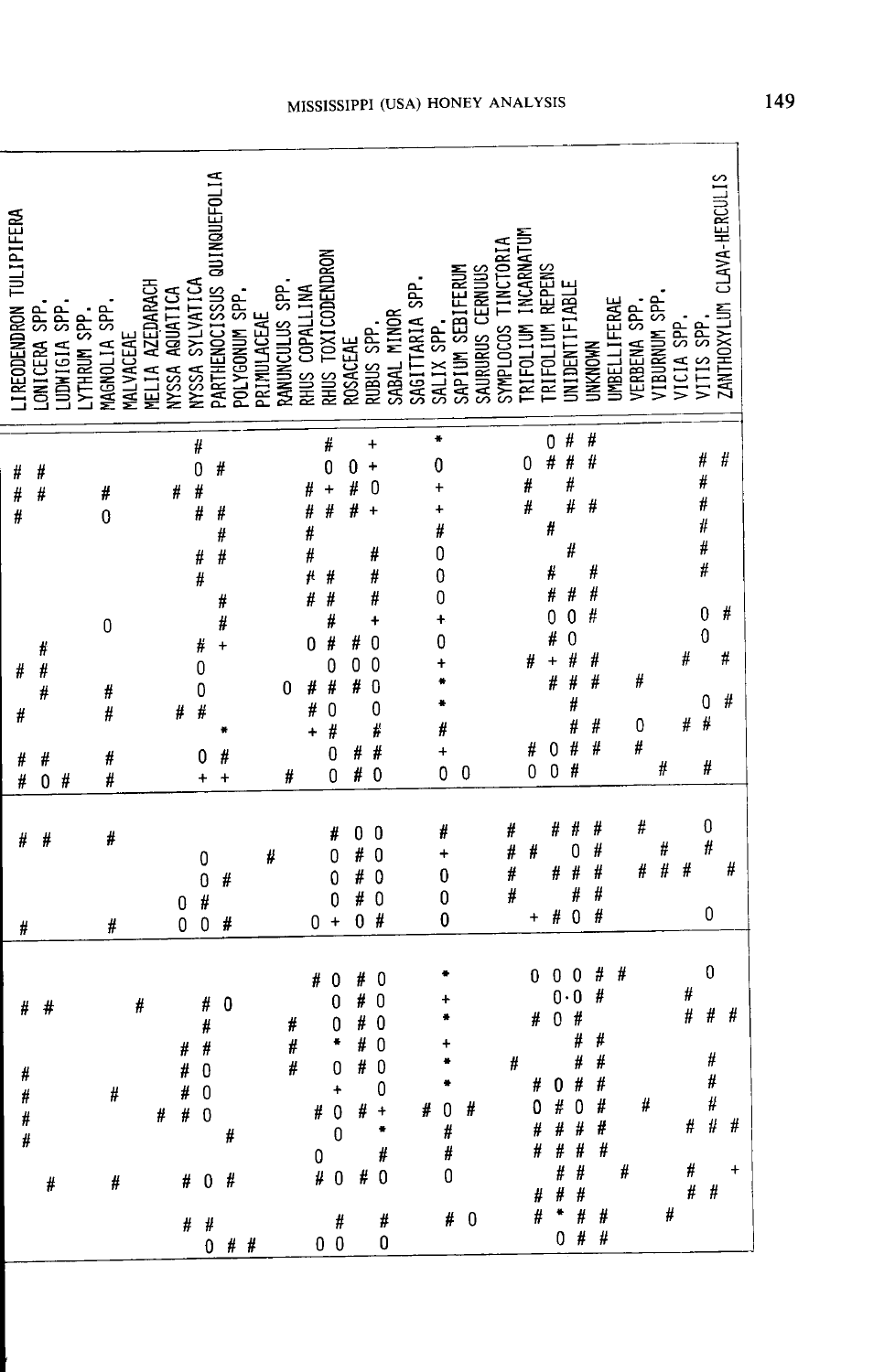| LIREODENDRON TULIPIFERA | LONICERA SPP. | LUDWIGIA SPP. | LYTHRUM SPP. | MAGNOLIA SPP. | MALVACEAE | MELIA AZEDARACH | NYSSA AQUATICA | NYSSA SYLVATICA | PARTHENOCISSUS QUINQUEFOLIA | POLYGONUM SPP. | PRIMULACEAE | RANUNCULUS SPP. | RHUS COPALLINA | RHUS TOXICODENDRON | ROSACEAE | RUBUS SPP. | SABAL MINOR | SAGITTARIA SPP. | SALIX SPP. | SAPIUM SEBIFERUM | SAURURUS CERNUUS | SYMPLOCOS TINCTORIA | TRIFOLIUM INCARNATUM | TRIFOLIUM REPENS | UNIDENTIFIABLE | UNKNOWN | UMBELLIFERAE | VERBENA SPP. | VIBURNUM SPP. | VICIA SPP. | VITIS SPP. | ZANTHOXYLUM CLAVA-HERCULIS |
|---|---|---|---|---|---|---|---|---|---|---|---|---|---|---|---|---|---|---|---|---|---|---|---|---|---|---|---|---|---|---|---|---|
| | | | | | | | | # | | | | | | # | | + | | | * | | | | | 0 | # | # | | | | | | |
| # | # | | | | | | | 0 | # | | | | | 0 | 0 | + | | | 0 | | | | 0 | # | # | # | | | | | # | # |
| # | # | | | # | | | # | # | | | | | # | + | # | 0 | | | + | | | | # | | # | | | | | | # | |
| # | | | | 0 | | | | # | # | | | | # | # | # | + | | | + | | | | # | | # | # | | | | | # | |
| | | | | | | | | | # | | | | # | | | | | | # | | | | | # | | | | | | | # | |
| | | | | | | | | # | # | | | | # | | | # | | | 0 | | | | | | # | | | | | | # | |
| | | | | | | | | # | | | | | # | # | | # | | | 0 | | | | | # | | # | | | | | # | |
| | | | | | | | | | # | | | | # | # | | # | | | 0 | | | | | # | # | # | | | | | | |
| | | | | 0 | | | | | # | | | | | # | | + | | | + | | | | | 0 | 0 | # | | | | | 0 | # |
| | # | | | | | | | # | + | | | | 0 | # | # | 0 | | | 0 | | | | | # | 0 | | | | | | 0 | |
| # | # | | | | | | | 0 | | | | | | 0 | 0 | 0 | | | + | | | | # | + | # | # | | | | # | | # |
| | # | | | # | | | | 0 | | | | 0 | # | # | # | 0 | | | * | | | | | # | # | # | | # | | | | |
| # | | | | # | | | # | # | | | | | # | 0 | | 0 | | | * | | | | | | # | | | | | | 0 | # |
| | | | | | | | | | * | | | | + | # | | # | | | # | | | | | | # | # | | 0 | | # | # | |
| # | # | | | # | | | | 0 | # | | | | | 0 | # | # | | | + | | | | # | 0 | # | # | | # | | | | |
| # | 0 | # | | # | | | | + | + | | | # | | 0 | # | 0 | | | 0 | 0 | | | 0 | 0 | # | | | | # | | # | |
| | | | | | | | | | | | | | | | | | | | | | | | | | | | | | | | | |
| # | # | | | # | | | | | | | | | | # | 0 | 0 | | | # | | | # | | # | # | # | | # | | | 0 | |
| | | | | | | | | 0 | | | # | | | 0 | # | 0 | | | + | | | # | # | | 0 | # | | | # | | # | |
| | | | | | | | | 0 | # | | | | | 0 | # | 0 | | | 0 | | | # | | # | # | # | | # | # | # | | # |
| | | | | | | | 0 | # | | | | | | 0 | # | 0 | | | 0 | | | # | | | # | # | | | | | | |
| # | | | | # | | | 0 | 0 | # | | | | 0 | + | 0 | # | | | 0 | | | | + | # | 0 | # | | | | | 0 | |
| | | | | | | | | | | | | | | | | | | | | | | | | | | | | | | | | |
| | | | | | | | | | | | | | # | 0 | # | 0 | | | * | | | | 0 | 0 | 0 | # | # | | | | 0 | |
| # | # | | | | # | | | # | 0 | | | | | 0 | # | 0 | | | + | | | | | 0 | 0 | # | | | | # | | |
| | | | | | | | | # | | | | # | | 0 | # | 0 | | | * | | | | # | 0 | # | | | | | # | # | # |
| | | | | | | | # | # | | | | # | | * | # | 0 | | | + | | | | | | # | # | | | | | | |
| # | | | | | | | # | 0 | | | | # | | 0 | # | 0 | | | * | | | # | | | # | # | | | | | # | |
| # | | | | # | | | # | 0 | | | | | | + | | 0 | | | * | | | | # | 0 | # | # | | | | | # | |
| # | | | | | | # | # | 0 | | | | | # | 0 | # | + | | # | 0 | # | | | 0 | # | 0 | # | | # | | | # | |
| # | | | | | | | | | # | | | | | 0 | | * | | | # | | | | # | # | # | # | | | | # | # | # |
| | | | | | | | | | | | | | 0 | | | # | | | # | | | | # | # | # | # | | | | | | |
| | | | | | | | # | 0 | # | | | | # | 0 | # | 0 | | | 0 | | | | | # | # | | # | | | # | | + |
| | # | | | # | | | | | | | | | | | | | | | | | | | # | # | # | | | | | # | # | |
| | | | | | | | # | # | | | | | | # | | # | | | # | 0 | | | # | * | # | # | | | # | | | |
| | | | | | | | | 0 | # | # | | | 0 | 0 | | 0 | | | | | | | | 0 | # | # | | | | | | |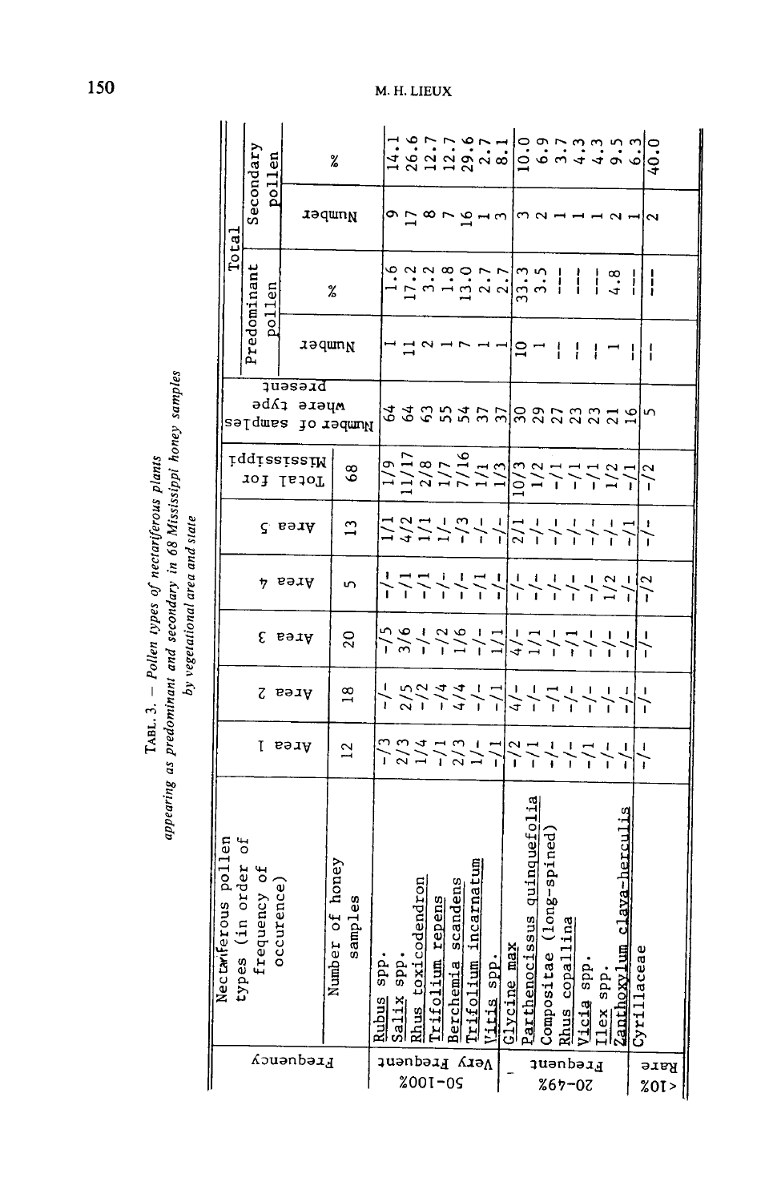TABL. 3. – *Pollen types of nectariferous plants appearing as predominant and secondary in 68 Mississippi honey samples by vegetational area and state*

| Frequency | Nectariferous pollen types (in order of frequency of occurence) | Area 1 | Area 2 | Area 3 | Area 4 | Area 5 | Total for Mississippi | Number of samples where type present | Total: Predominant pollen Number | Total: Predominant pollen % | Total: Secondary pollen Number | Total: Secondary pollen % |
|---|---|---|---|---|---|---|---|---|---|---|---|---|
| | Number of honey samples | 12 | 18 | 20 | 5 | 13 | 68 | | | | | |
| Very Frequent 50-100% | Rubus spp. | -/3 | -/- | -/5 | -/- | 1/1 | 1/9 | 64 | 1 | 1.6 | 9 | 14.1 |
| | Salix spp. | 2/3 | 2/5 | 3/6 | -/1 | 4/2 | 11/17 | 64 | 11 | 17.2 | 17 | 26.6 |
| | Rhus toxicodendron | 1/4 | -/2 | -/- | -/1 | 1/1 | 2/8 | 63 | 2 | 3.2 | 8 | 12.7 |
| | Trifolium repens | -/1 | -/4 | -/2 | -/- | 1/- | 1/7 | 55 | 1 | 1.8 | 7 | 12.7 |
| | Berchemia scandens | 2/3 | 4/4 | 1/6 | -/- | -/3 | 7/16 | 54 | 7 | 13.0 | 16 | 29.6 |
| | Trifolium incarnatum | 1/- | -/- | -/- | -/1 | -/- | 1/1 | 37 | 1 | 2.7 | 1 | 2.7 |
| | Vitis spp. | -/1 | -/1 | 1/1 | -/- | -/- | 1/3 | 37 | 1 | 2.7 | 3 | 8.1 |
| Frequent 20-49% | Glycine max | -/2 | 4/- | 4/- | -/- | 2/1 | 10/3 | 30 | 10 | 33.3 | 3 | 10.0 |
| | Parthenocissus quinquefolia | -/1 | -/- | 1/1 | -/- | -/- | 1/2 | 29 | 1 | 3.5 | 2 | 6.9 |
| | Compositae (long-spined) | -/- | -/1 | -/- | -/- | -/- | -/1 | 27 | -- | --- | 1 | 3.7 |
| | Rhus copallina | -/- | -/- | -/1 | -/- | -/- | -/1 | 23 | -- | --- | 1 | 4.3 |
| | Vicia spp. | -/1 | -/- | -/- | -/- | -/- | -/1 | 23 | -- | --- | 1 | 4.3 |
| | Ilex spp. | -/- | -/- | -/- | 1/2 | -/- | 1/2 | 21 | 1 | 4.8 | 2 | 9.5 |
| | Zanthoxylum clava-herculis | -/- | -/- | -/- | -/- | -/1 | -/1 | 16 | -- | --- | 1 | 6.3 |
| Rare <10% | Cyrillaceae | -/- | -/- | -/- | -/2 | -/- | -/2 | 5 | -- | --- | 2 | 40.0 |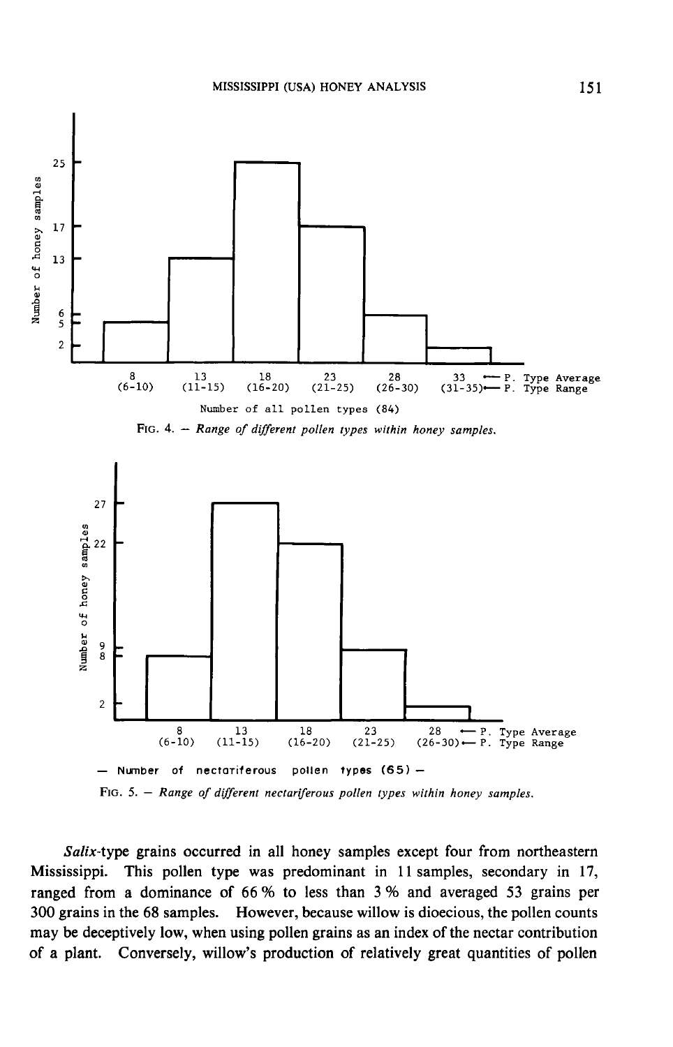FIG. 4. – *Range of different pollen types within honey samples.*

FIG. 5. – *Range of different nectariferous pollen types within honey samples.*

*Salix*-type grains occurred in all honey samples except four from northeastern Mississippi. This pollen type was predominant in 11 samples, secondary in 17, ranged from a dominance of 66 % to less than 3 % and averaged 53 grains per 300 grains in the 68 samples. However, because willow is dioecious, the pollen counts may be deceptively low, when using pollen grains as an index of the nectar contribution of a plant. Conversely, willow's production of relatively great quantities of pollen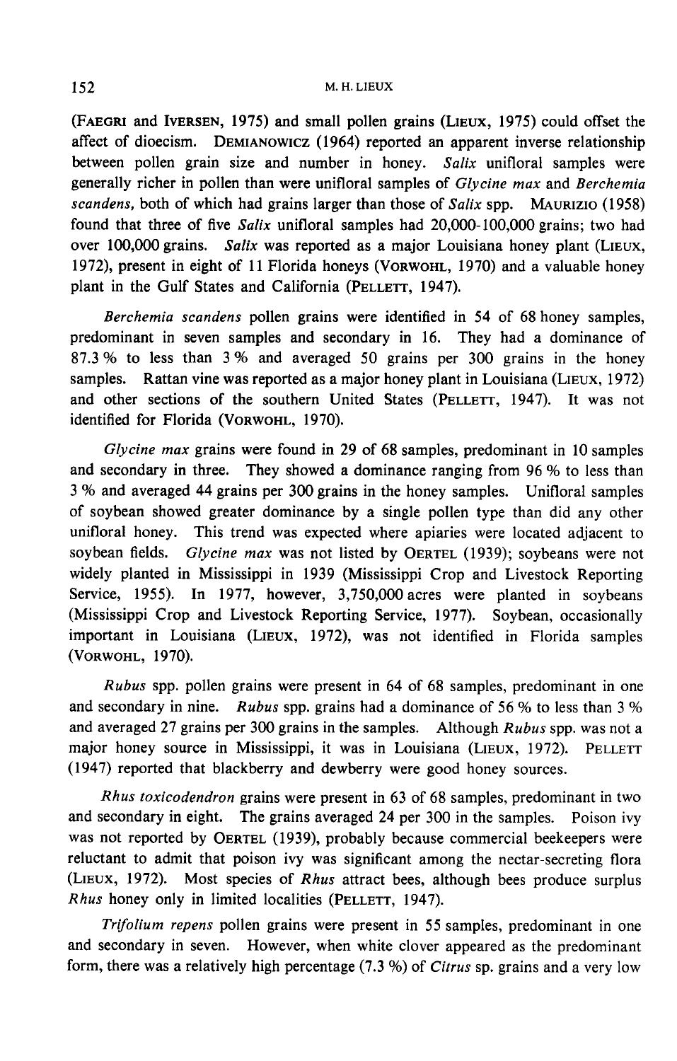(FAEGRI and IVERSEN, 1975) and small pollen grains (LIEUX, 1975) could offset the affect of dioecism. DEMIANOWICZ (1964) reported an apparent inverse relationship between pollen grain size and number in honey. *Salix* unifloral samples were generally richer in pollen than were unifloral samples of *Glycine max* and *Berchemia scandens*, both of which had grains larger than those of *Salix* spp. MAURIZIO (1958) found that three of five *Salix* unifloral samples had 20,000-100,000 grains; two had over 100,000 grains. *Salix* was reported as a major Louisiana honey plant (LIEUX, 1972), present in eight of 11 Florida honeys (VORWOHL, 1970) and a valuable honey plant in the Gulf States and California (PELLETT, 1947).

*Berchemia scandens* pollen grains were identified in 54 of 68 honey samples, predominant in seven samples and secondary in 16. They had a dominance of 87.3 % to less than 3 % and averaged 50 grains per 300 grains in the honey samples. Rattan vine was reported as a major honey plant in Louisiana (LIEUX, 1972) and other sections of the southern United States (PELLETT, 1947). It was not identified for Florida (VORWOHL, 1970).

*Glycine max* grains were found in 29 of 68 samples, predominant in 10 samples and secondary in three. They showed a dominance ranging from 96 % to less than 3 % and averaged 44 grains per 300 grains in the honey samples. Unifloral samples of soybean showed greater dominance by a single pollen type than did any other unifloral honey. This trend was expected where apiaries were located adjacent to soybean fields. *Glycine max* was not listed by OERTEL (1939); soybeans were not widely planted in Mississippi in 1939 (Mississippi Crop and Livestock Reporting Service, 1955). In 1977, however, 3,750,000 acres were planted in soybeans (Mississippi Crop and Livestock Reporting Service, 1977). Soybean, occasionally important in Louisiana (LIEUX, 1972), was not identified in Florida samples (VORWOHL, 1970).

*Rubus* spp. pollen grains were present in 64 of 68 samples, predominant in one and secondary in nine. *Rubus* spp. grains had a dominance of 56 % to less than 3 % and averaged 27 grains per 300 grains in the samples. Although *Rubus* spp. was not a major honey source in Mississippi, it was in Louisiana (LIEUX, 1972). PELLETT (1947) reported that blackberry and dewberry were good honey sources.

*Rhus toxicodendron* grains were present in 63 of 68 samples, predominant in two and secondary in eight. The grains averaged 24 per 300 in the samples. Poison ivy was not reported by OERTEL (1939), probably because commercial beekeepers were reluctant to admit that poison ivy was significant among the nectar-secreting flora (LIEUX, 1972). Most species of *Rhus* attract bees, although bees produce surplus *Rhus* honey only in limited localities (PELLETT, 1947).

*Trifolium repens* pollen grains were present in 55 samples, predominant in one and secondary in seven. However, when white clover appeared as the predominant form, there was a relatively high percentage (7.3 %) of *Citrus* sp. grains and a very low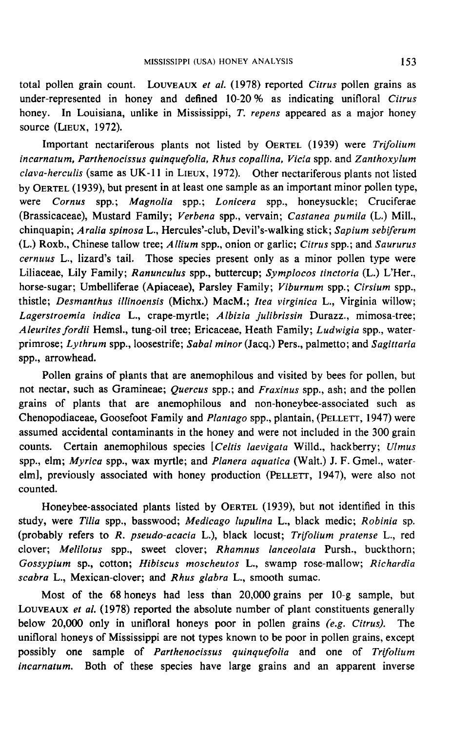total pollen grain count. LOUVEAUX *et al.* (1978) reported *Citrus* pollen grains as under-represented in honey and defined 10-20 % as indicating unifloral *Citrus* honey. In Louisiana, unlike in Mississippi, *T. repens* appeared as a major honey source (LIEUX, 1972).

Important nectariferous plants not listed by OERTEL (1939) were *Trifolium incarnatum, Parthenocissus quinquefolia, Rhus copallina, Vicia* spp. and *Zanthoxylum clava-herculis* (same as UK-11 in LIEUX, 1972). Other nectariferous plants not listed by OERTEL (1939), but present in at least one sample as an important minor pollen type, were *Cornus* spp.; *Magnolia* spp.; *Lonicera* spp., honeysuckle; Cruciferae (Brassicaceae), Mustard Family; *Verbena* spp., vervain; *Castanea pumila* (L.) Mill., chinquapin; *Aralia spinosa* L., Hercules'-club, Devil's-walking stick; *Sapium sebiferum* (L.) Roxb., Chinese tallow tree; *Allium* spp., onion or garlic; *Citrus* spp.; and *Saururus cernuus* L., lizard's tail. Those species present only as a minor pollen type were Liliaceae, Lily Family; *Ranunculus* spp., buttercup; *Symplocos tinctoria* (L.) L'Her., horse-sugar; Umbelliferae (Apiaceae), Parsley Family; *Viburnum* spp.; *Cirsium* spp., thistle; *Desmanthus illinoensis* (Michx.) MacM.; *Itea virginica* L., Virginia willow; *Lagerstroemia indica* L., crape-myrtle; *Albizia julibrissin* Durazz., mimosa-tree; *Aleurites fordii* Hemsl., tung-oil tree; Ericaceae, Heath Family; *Ludwigia* spp., water-primrose; *Lythrum* spp., loosestrife; *Sabal minor* (Jacq.) Pers., palmetto; and *Sagittaria* spp., arrowhead.

Pollen grains of plants that are anemophilous and visited by bees for pollen, but not nectar, such as Gramineae; *Quercus* spp.; and *Fraxinus* spp., ash; and the pollen grains of plants that are anemophilous and non-honeybee-associated such as Chenopodiaceae, Goosefoot Family and *Plantago* spp., plantain, (PELLETT, 1947) were assumed accidental contaminants in the honey and were not included in the 300 grain counts. Certain anemophilous species [*Celtis laevigata* Willd., hackberry; *Ulmus* spp., elm; *Myrica* spp., wax myrtle; and *Planera aquatica* (Walt.) J. F. Gmel., water-elm], previously associated with honey production (PELLETT, 1947), were also not counted.

Honeybee-associated plants listed by OERTEL (1939), but not identified in this study, were *Tilia* spp., basswood; *Medicago lupulina* L., black medic; *Robinia* sp. (probably refers to *R. pseudo-acacia* L.), black locust; *Trifolium pratense* L., red clover; *Melilotus* spp., sweet clover; *Rhamnus lanceolata* Pursh., buckthorn; *Gossypium* sp., cotton; *Hibiscus moscheutos* L., swamp rose-mallow; *Richardia scabra* L., Mexican-clover; and *Rhus glabra* L., smooth sumac.

Most of the 68 honeys had less than 20,000 grains per 10-g sample, but LOUVEAUX *et al.* (1978) reported the absolute number of plant constituents generally below 20,000 only in unifloral honeys poor in pollen grains (*e.g. Citrus*). The unifloral honeys of Mississippi are not types known to be poor in pollen grains, except possibly one sample of *Parthenocissus quinquefolia* and one of *Trifolium incarnatum*. Both of these species have large grains and an apparent inverse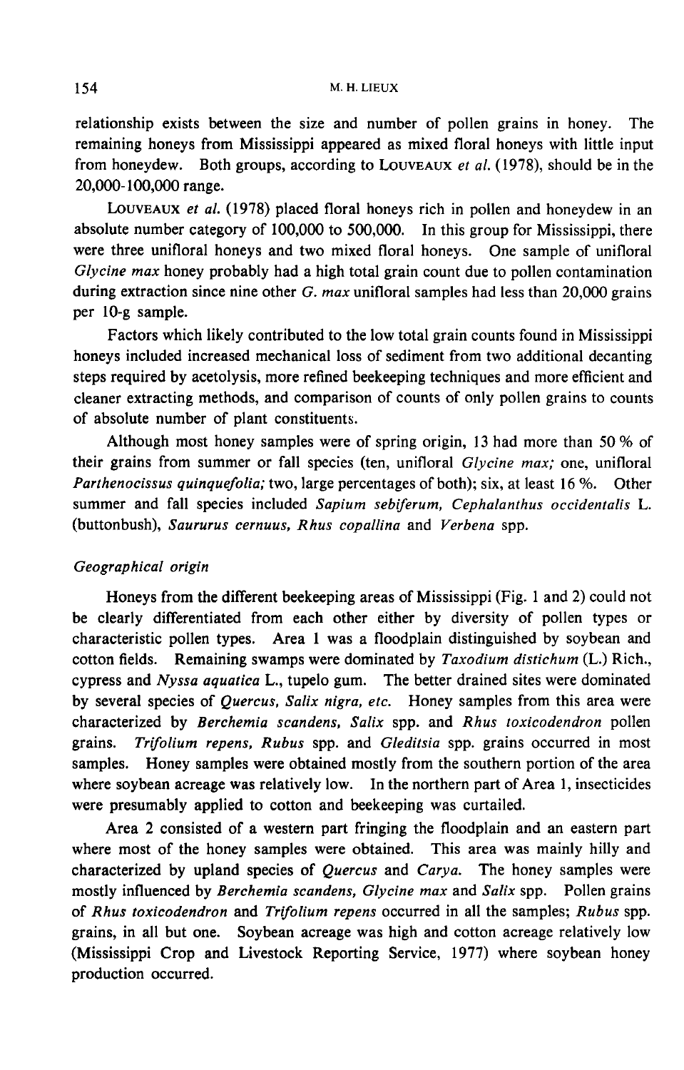relationship exists between the size and number of pollen grains in honey. The remaining honeys from Mississippi appeared as mixed floral honeys with little input from honeydew. Both groups, according to Louveaux *et al.* (1978), should be in the 20,000-100,000 range.

Louveaux *et al.* (1978) placed floral honeys rich in pollen and honeydew in an absolute number category of 100,000 to 500,000. In this group for Mississippi, there were three unifloral honeys and two mixed floral honeys. One sample of unifloral *Glycine max* honey probably had a high total grain count due to pollen contamination during extraction since nine other *G. max* unifloral samples had less than 20,000 grains per 10-g sample.

Factors which likely contributed to the low total grain counts found in Mississippi honeys included increased mechanical loss of sediment from two additional decanting steps required by acetolysis, more refined beekeeping techniques and more efficient and cleaner extracting methods, and comparison of counts of only pollen grains to counts of absolute number of plant constituents.

Although most honey samples were of spring origin, 13 had more than 50 % of their grains from summer or fall species (ten, unifloral *Glycine max;* one, unifloral *Parthenocissus quinquefolia;* two, large percentages of both); six, at least 16 %. Other summer and fall species included *Sapium sebiferum, Cephalanthus occidentalis* L. (buttonbush), *Saururus cernuus, Rhus copallina* and *Verbena* spp.

### *Geographical origin*

Honeys from the different beekeeping areas of Mississippi (Fig. 1 and 2) could not be clearly differentiated from each other either by diversity of pollen types or characteristic pollen types. Area 1 was a floodplain distinguished by soybean and cotton fields. Remaining swamps were dominated by *Taxodium distichum* (L.) Rich., cypress and *Nyssa aquatica* L., tupelo gum. The better drained sites were dominated by several species of *Quercus, Salix nigra, etc.* Honey samples from this area were characterized by *Berchemia scandens, Salix* spp. and *Rhus toxicodendron* pollen grains. *Trifolium repens, Rubus* spp. and *Gleditsia* spp. grains occurred in most samples. Honey samples were obtained mostly from the southern portion of the area where soybean acreage was relatively low. In the northern part of Area 1, insecticides were presumably applied to cotton and beekeeping was curtailed.

Area 2 consisted of a western part fringing the floodplain and an eastern part where most of the honey samples were obtained. This area was mainly hilly and characterized by upland species of *Quercus* and *Carya.* The honey samples were mostly influenced by *Berchemia scandens, Glycine max* and *Salix* spp. Pollen grains of *Rhus toxicodendron* and *Trifolium repens* occurred in all the samples; *Rubus* spp. grains, in all but one. Soybean acreage was high and cotton acreage relatively low (Mississippi Crop and Livestock Reporting Service, 1977) where soybean honey production occurred.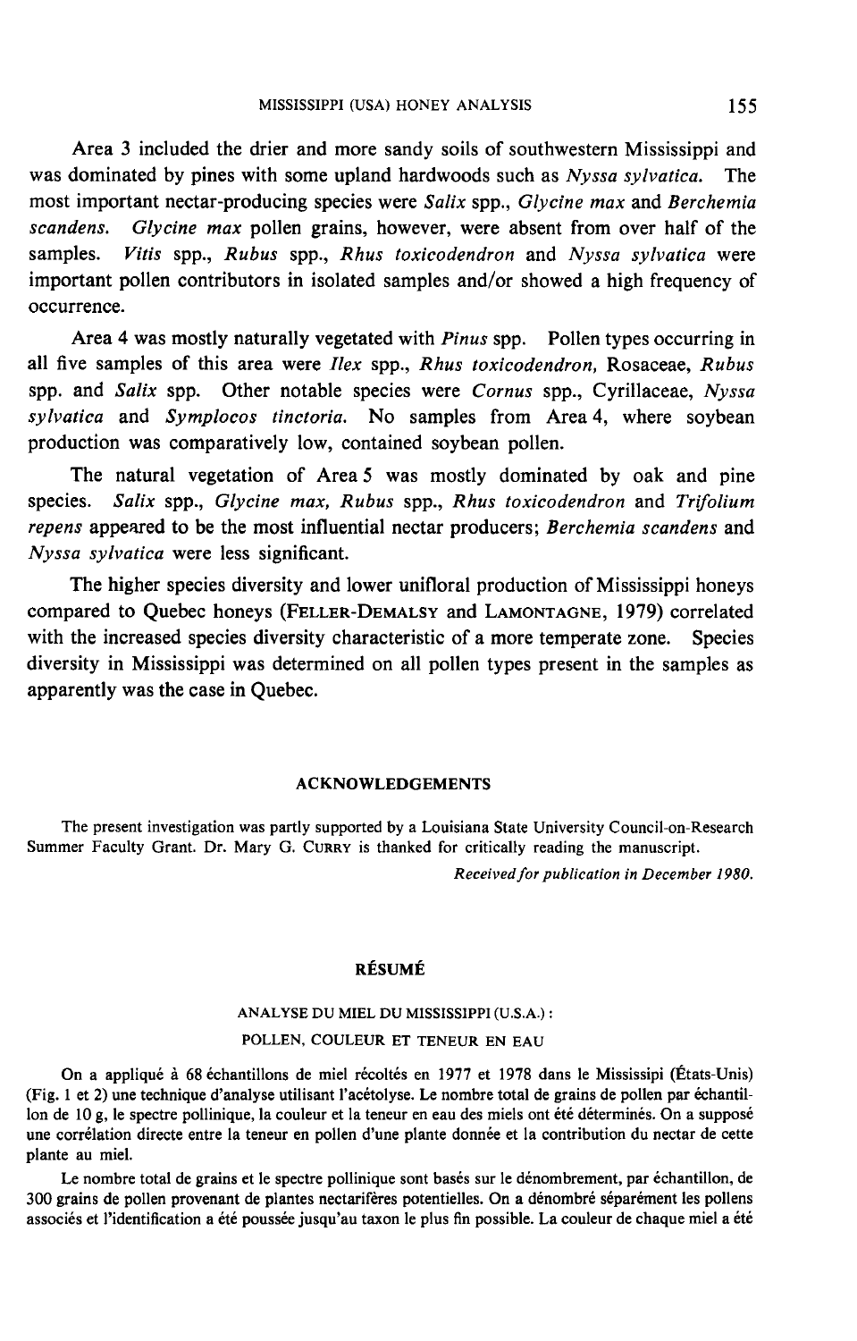Area 3 included the drier and more sandy soils of southwestern Mississippi and was dominated by pines with some upland hardwoods such as *Nyssa sylvatica*. The most important nectar-producing species were *Salix* spp., *Glycine max* and *Berchemia scandens*. *Glycine max* pollen grains, however, were absent from over half of the samples. *Vitis* spp., *Rubus* spp., *Rhus toxicodendron* and *Nyssa sylvatica* were important pollen contributors in isolated samples and/or showed a high frequency of occurrence.

Area 4 was mostly naturally vegetated with *Pinus* spp. Pollen types occurring in all five samples of this area were *Ilex* spp., *Rhus toxicodendron*, Rosaceae, *Rubus* spp. and *Salix* spp. Other notable species were *Cornus* spp., Cyrillaceae, *Nyssa sylvatica* and *Symplocos tinctoria*. No samples from Area 4, where soybean production was comparatively low, contained soybean pollen.

The natural vegetation of Area 5 was mostly dominated by oak and pine species. *Salix* spp., *Glycine max*, *Rubus* spp., *Rhus toxicodendron* and *Trifolium repens* appeared to be the most influential nectar producers; *Berchemia scandens* and *Nyssa sylvatica* were less significant.

The higher species diversity and lower unifloral production of Mississippi honeys compared to Quebec honeys (FELLER-DEMALSY and LAMONTAGNE, 1979) correlated with the increased species diversity characteristic of a more temperate zone. Species diversity in Mississippi was determined on all pollen types present in the samples as apparently was the case in Quebec.

## ACKNOWLEDGEMENTS

The present investigation was partly supported by a Louisiana State University Council-on-Research Summer Faculty Grant. Dr. Mary G. CURRY is thanked for critically reading the manuscript.

*Received for publication in December 1980.*

## RÉSUMÉ

### ANALYSE DU MIEL DU MISSISSIPPI (U.S.A.) : POLLEN, COULEUR ET TENEUR EN EAU

On a appliqué à 68 échantillons de miel récoltés en 1977 et 1978 dans le Mississipi (États-Unis) (Fig. 1 et 2) une technique d'analyse utilisant l'acétolyse. Le nombre total de grains de pollen par échantillon de 10 g, le spectre pollinique, la couleur et la teneur en eau des miels ont été déterminés. On a supposé une corrélation directe entre la teneur en pollen d'une plante donnée et la contribution du nectar de cette plante au miel.

Le nombre total de grains et le spectre pollinique sont basés sur le dénombrement, par échantillon, de 300 grains de pollen provenant de plantes nectarifères potentielles. On a dénombré séparément les pollens associés et l'identification a été poussée jusqu'au taxon le plus fin possible. La couleur de chaque miel a été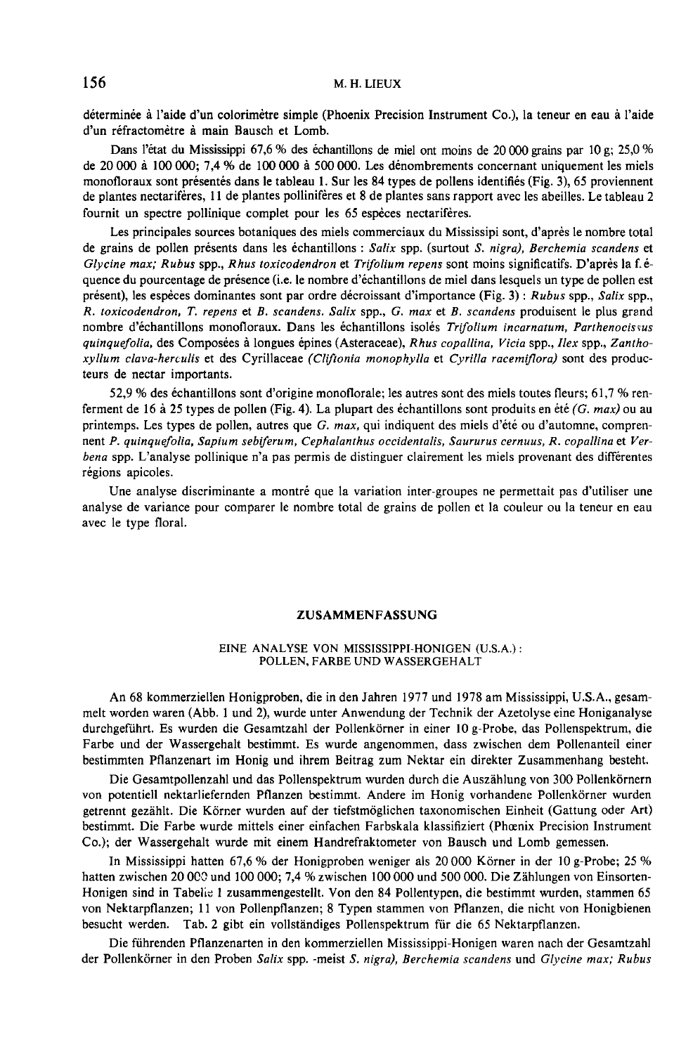déterminée à l'aide d'un colorimètre simple (Phoenix Precision Instrument Co.), la teneur en eau à l'aide d'un réfractomètre à main Bausch et Lomb.

Dans l'état du Mississippi 67,6 % des échantillons de miel ont moins de 20 000 grains par 10 g; 25,0 % de 20 000 à 100 000; 7,4 % de 100 000 à 500 000. Les dénombrements concernant uniquement les miels monofloraux sont présentés dans le tableau 1. Sur les 84 types de pollens identifiés (Fig. 3), 65 proviennent de plantes nectarifères, 11 de plantes pollinifères et 8 de plantes sans rapport avec les abeilles. Le tableau 2 fournit un spectre pollinique complet pour les 65 espèces nectarifères.

Les principales sources botaniques des miels commerciaux du Mississipi sont, d'après le nombre total de grains de pollen présents dans les échantillons : *Salix* spp. (surtout *S. nigra*), *Berchemia scandens* et *Glycine max; Rubus* spp., *Rhus toxicodendron* et *Trifolium repens* sont moins significatifs. D'après la fréquence du pourcentage de présence (i.e. le nombre d'échantillons de miel dans lesquels un type de pollen est présent), les espèces dominantes sont par ordre décroissant d'importance (Fig. 3) : *Rubus* spp., *Salix* spp., *R. toxicodendron, T. repens* et *B. scandens. Salix* spp., *G. max* et *B. scandens* produisent le plus grand nombre d'échantillons monofloraux. Dans les échantillons isolés *Trifolium incarnatum, Parthenocissus quinquefolia,* des Composées à longues épines (Asteraceae), *Rhus copallina, Vicia* spp., *Ilex* spp., *Zanthoxyllum clava-herculis* et des Cyrillaceae *(Cliftonia monophylla* et *Cyrilla racemiflora)* sont des producteurs de nectar importants.

52,9 % des échantillons sont d'origine monoflorale; les autres sont des miels toutes fleurs; 61,7 % renferment de 16 à 25 types de pollen (Fig. 4). La plupart des échantillons sont produits en été *(G. max)* ou au printemps. Les types de pollen, autres que *G. max,* qui indiquent des miels d'été ou d'automne, comprennent *P. quinquefolia, Sapium sebiferum, Cephalanthus occidentalis, Saururus cernuus, R. copallina* et *Verbena* spp. L'analyse pollinique n'a pas permis de distinguer clairement les miels provenant des différentes régions apicoles.

Une analyse discriminante a montré que la variation inter-groupes ne permettait pas d'utiliser une analyse de variance pour comparer le nombre total de grains de pollen et la couleur ou la teneur en eau avec le type floral.

## ZUSAMMENFASSUNG

### EINE ANALYSE VON MISSISSIPPI-HONIGEN (U.S.A.) : POLLEN, FARBE UND WASSERGEHALT

An 68 kommerziellen Honigproben, die in den Jahren 1977 und 1978 am Mississippi, U.S.A., gesammelt worden waren (Abb. 1 und 2), wurde unter Anwendung der Technik der Azetolyse eine Honiganalyse durchgeführt. Es wurden die Gesamtzahl der Pollenkörner in einer 10 g-Probe, das Pollenspektrum, die Farbe und der Wassergehalt bestimmt. Es wurde angenommen, dass zwischen dem Pollenanteil einer bestimmten Pflanzenart im Honig und ihrem Beitrag zum Nektar ein direkter Zusammenhang besteht.

Die Gesamtpollenzahl und das Pollenspektrum wurden durch die Auszählung von 300 Pollenkörnern von potentiell nektarliefernden Pflanzen bestimmt. Andere im Honig vorhandene Pollenkörner wurden getrennt gezählt. Die Körner wurden auf der tiefstmöglichen taxonomischen Einheit (Gattung oder Art) bestimmt. Die Farbe wurde mittels einer einfachen Farbskala klassifiziert (Phœnix Precision Instrument Co.); der Wassergehalt wurde mit einem Handrefraktometer von Bausch und Lomb gemessen.

In Mississippi hatten 67,6 % der Honigproben weniger als 20 000 Körner in der 10 g-Probe; 25 % hatten zwischen 20 000 und 100 000; 7,4 % zwischen 100 000 und 500 000. Die Zählungen von Einsorten-Honigen sind in Tabelle 1 zusammengestellt. Von den 84 Pollentypen, die bestimmt wurden, stammen 65 von Nektarpflanzen; 11 von Pollenpflanzen; 8 Typen stammen von Pflanzen, die nicht von Honigbienen besucht werden. Tab. 2 gibt ein vollständiges Pollenspektrum für die 65 Nektarpflanzen.

Die führenden Pflanzenarten in den kommerziellen Mississippi-Honigen waren nach der Gesamtzahl der Pollenkörner in den Proben *Salix* spp. -meist *S. nigra*), *Berchemia scandens* und *Glycine max; Rubus*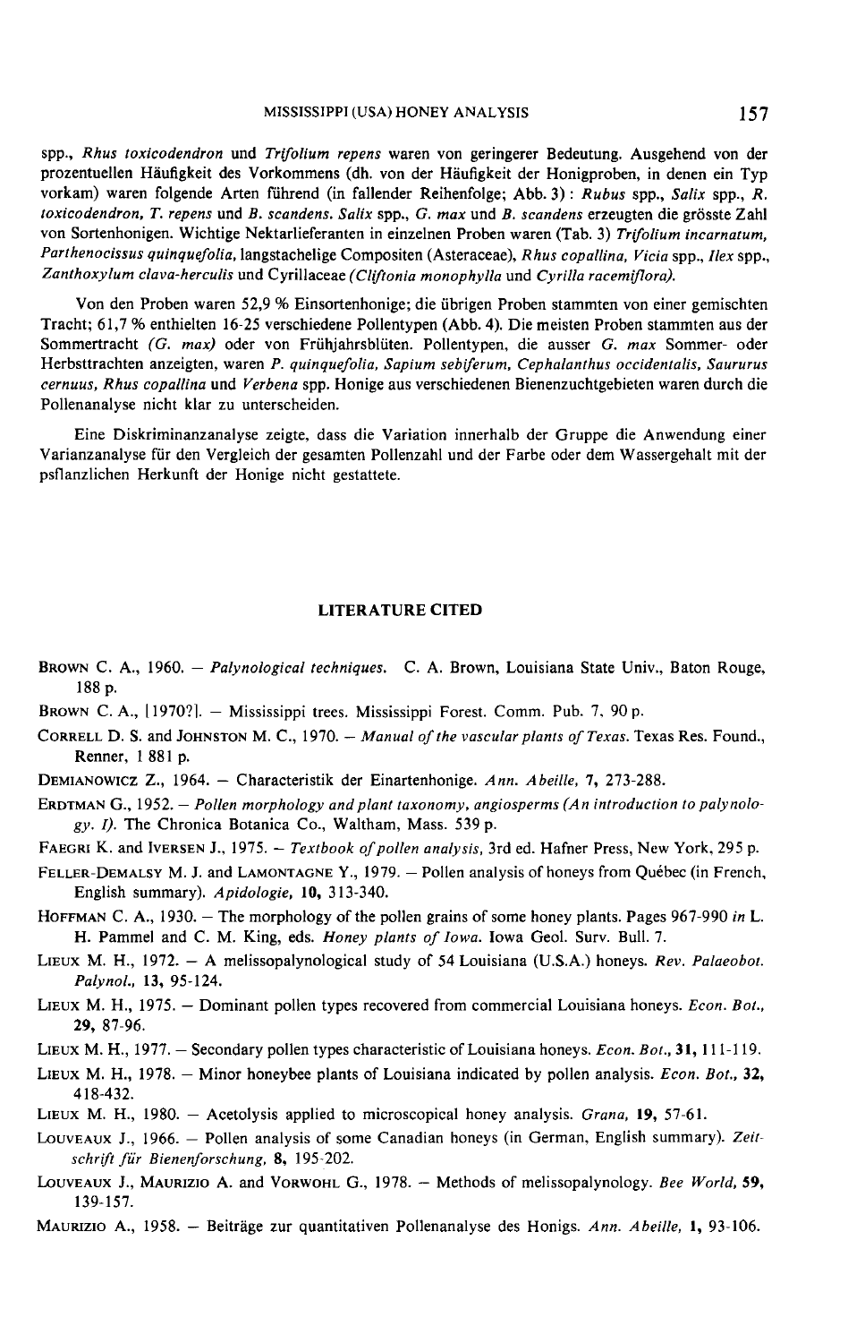spp., *Rhus toxicodendron* und *Trifolium repens* waren von geringerer Bedeutung. Ausgehend von der prozentuellen Häufigkeit des Vorkommens (dh. von der Häufigkeit der Honigproben, in denen ein Typ vorkam) waren folgende Arten führend (in fallender Reihenfolge; Abb. 3) : *Rubus* spp., *Salix* spp., *R. toxicodendron*, *T. repens* und *B. scandens*. *Salix* spp., *G. max* und *B. scandens* erzeugten die grösste Zahl von Sortenhonigen. Wichtige Nektarlieferanten in einzelnen Proben waren (Tab. 3) *Trifolium incarnatum*, *Parthenocissus quinquefolia*, langstachelige Compositen (Asteraceae), *Rhus copallina*, *Vicia* spp., *Ilex* spp., *Zanthoxylum clava-herculis* und Cyrillaceae (*Cliftonia monophylla* und *Cyrilla racemiflora*).

Von den Proben waren 52,9 % Einsortenhonige; die übrigen Proben stammten von einer gemischten Tracht; 61,7 % enthielten 16-25 verschiedene Pollentypen (Abb. 4). Die meisten Proben stammten aus der Sommertracht (*G. max*) oder von Frühjahrsblüten. Pollentypen, die ausser *G. max* Sommer- oder Herbsttrachten anzeigten, waren *P. quinquefolia*, *Sapium sebiferum*, *Cephalanthus occidentalis*, *Saururus cernuus*, *Rhus copallina* und *Verbena* spp. Honige aus verschiedenen Bienenzuchtgebieten waren durch die Pollenanalyse nicht klar zu unterscheiden.

Eine Diskriminanzanalyse zeigte, dass die Variation innerhalb der Gruppe die Anwendung einer Varianzanalyse für den Vergleich der gesamten Pollenzahl und der Farbe oder dem Wassergehalt mit der psflanzlichen Herkunft der Honige nicht gestattete.

## LITERATURE CITED

Brown C. A., 1960. — *Palynological techniques*. C. A. Brown, Louisiana State Univ., Baton Rouge, 188 p.

Brown C. A., [1970?]. — Mississippi trees. Mississippi Forest. Comm. Pub. 7, 90 p.

Correll D. S. and Johnston M. C., 1970. — *Manual of the vascular plants of Texas*. Texas Res. Found., Renner, 1 881 p.

Demianowicz Z., 1964. — Characteristik der Einartenhonige. *Ann. Abeille*, **7**, 273-288.

Erdtman G., 1952. — *Pollen morphology and plant taxonomy, angiosperms (An introduction to palynology. I)*. The Chronica Botanica Co., Waltham, Mass. 539 p.

Faegri K. and Iversen J., 1975. — *Textbook of pollen analysis*, 3rd ed. Hafner Press, New York, 295 p.

Feller-Demalsy M. J. and Lamontagne Y., 1979. — Pollen analysis of honeys from Québec (in French, English summary). *Apidologie*, **10**, 313-340.

Hoffman C. A., 1930. — The morphology of the pollen grains of some honey plants. Pages 967-990 *in* L. H. Pammel and C. M. King, eds. *Honey plants of Iowa*. Iowa Geol. Surv. Bull. 7.

Lieux M. H., 1972. — A melissopalynological study of 54 Louisiana (U.S.A.) honeys. *Rev. Palaeobot. Palynol.*, **13**, 95-124.

Lieux M. H., 1975. — Dominant pollen types recovered from commercial Louisiana honeys. *Econ. Bot.*, **29**, 87-96.

Lieux M. H., 1977. — Secondary pollen types characteristic of Louisiana honeys. *Econ. Bot.*, **31**, 111-119.

Lieux M. H., 1978. — Minor honeybee plants of Louisiana indicated by pollen analysis. *Econ. Bot.*, **32**, 418-432.

Lieux M. H., 1980. — Acetolysis applied to microscopical honey analysis. *Grana*, **19**, 57-61.

Louveaux J., 1966. — Pollen analysis of some Canadian honeys (in German, English summary). *Zeitschrift für Bienenforschung*, **8**, 195-202.

Louveaux J., Maurizio A. and Vorwohl G., 1978. — Methods of melissopalynology. *Bee World*, **59**, 139-157.

Maurizio A., 1958. — Beiträge zur quantitativen Pollenanalyse des Honigs. *Ann. Abeille*, **1**, 93-106.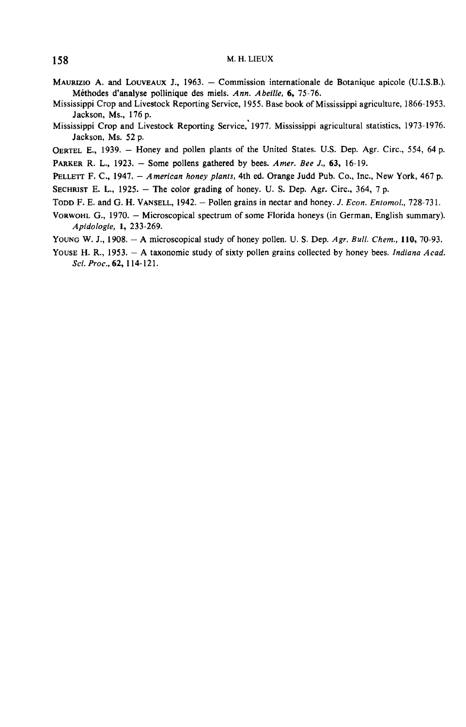MAURIZIO A. and LOUVEAUX J., 1963. — Commission internationale de Botanique apicole (U.I.S.B.). Méthodes d'analyse pollinique des miels. *Ann. Abeille*, **6**, 75-76.

Mississippi Crop and Livestock Reporting Service, 1955. Base book of Mississippi agriculture, 1866-1953. Jackson, Ms., 176 p.

Mississippi Crop and Livestock Reporting Service, 1977. Mississippi agricultural statistics, 1973-1976. Jackson, Ms. 52 p.

OERTEL E., 1939. — Honey and pollen plants of the United States. U.S. Dep. Agr. Circ., 554, 64 p.

PARKER R. L., 1923. — Some pollens gathered by bees. *Amer. Bee J.*, **63**, 16-19.

PELLETT F. C., 1947. — *American honey plants*, 4th ed. Orange Judd Pub. Co., Inc., New York, 467 p.

SECHRIST E. L., 1925. — The color grading of honey. U. S. Dep. Agr. Circ., 364, 7 p.

TODD F. E. and G. H. VANSELL, 1942. — Pollen grains in nectar and honey. *J. Econ. Entomol.*, 728-731.

VORWOHL G., 1970. — Microscopical spectrum of some Florida honeys (in German, English summary). *Apidologie*, **1**, 233-269.

YOUNG W. J., 1908. — A microscopical study of honey pollen. U. S. Dep. *Agr. Bull. Chem.*, **110**, 70-93.

YOUSE H. R., 1953. — A taxonomic study of sixty pollen grains collected by honey bees. *Indiana Acad. Sci. Proc.*, **62**, 114-121.